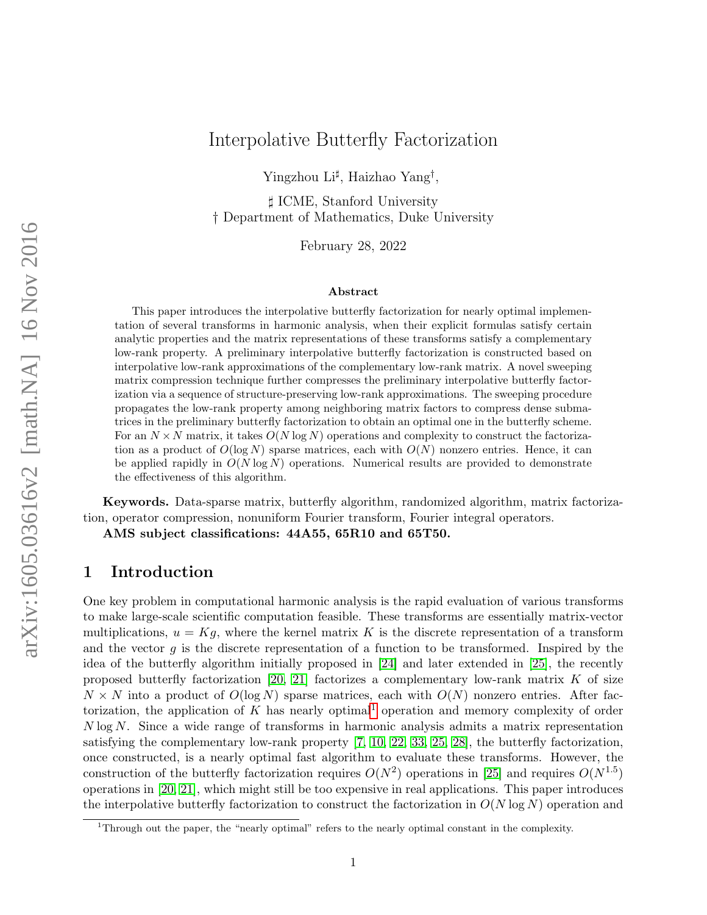# Interpolative Butterfly Factorization

Yingzhou Li[♯], Haizhao Yang[†],

♯ ICME, Stanford University
† Department of Mathematics, Duke University

February 28, 2022

### Abstract

This paper introduces the interpolative butterfly factorization for nearly optimal implementation of several transforms in harmonic analysis, when their explicit formulas satisfy certain analytic properties and the matrix representations of these transforms satisfy a complementary low-rank property. A preliminary interpolative butterfly factorization is constructed based on interpolative low-rank approximations of the complementary low-rank matrix. A novel sweeping matrix compression technique further compresses the preliminary interpolative butterfly factorization via a sequence of structure-preserving low-rank approximations. The sweeping procedure propagates the low-rank property among neighboring matrix factors to compress dense submatrices in the preliminary butterfly factorization to obtain an optimal one in the butterfly scheme. For an $N \times N$ matrix, it takes $O(N \log N)$ operations and complexity to construct the factorization as a product of $O(\log N)$ sparse matrices, each with $O(N)$ nonzero entries. Hence, it can be applied rapidly in $O(N \log N)$ operations. Numerical results are provided to demonstrate the effectiveness of this algorithm.

**Keywords.** Data-sparse matrix, butterfly algorithm, randomized algorithm, matrix factorization, operator compression, nonuniform Fourier transform, Fourier integral operators.

**AMS subject classifications: 44A55, 65R10 and 65T50.**

## 1 Introduction

One key problem in computational harmonic analysis is the rapid evaluation of various transforms to make large-scale scientific computation feasible. These transforms are essentially matrix-vector multiplications, $u = Kg$, where the kernel matrix $K$ is the discrete representation of a transform and the vector $g$ is the discrete representation of a function to be transformed. Inspired by the idea of the butterfly algorithm initially proposed in [24] and later extended in [25], the recently proposed butterfly factorization [20, 21] factorizes a complementary low-rank matrix $K$ of size $N \times N$ into a product of $O(\log N)$ sparse matrices, each with $O(N)$ nonzero entries. After factorization, the application of $K$ has nearly optimal[1] operation and memory complexity of order $N \log N$. Since a wide range of transforms in harmonic analysis admits a matrix representation satisfying the complementary low-rank property [7, 10, 22, 33, 25, 28], the butterfly factorization, once constructed, is a nearly optimal fast algorithm to evaluate these transforms. However, the construction of the butterfly factorization requires $O(N^2)$ operations in [25] and requires $O(N^{1.5})$ operations in [20, 21], which might still be too expensive in real applications. This paper introduces the interpolative butterfly factorization to construct the factorization in $O(N \log N)$ operation and

[1] Through out the paper, the "nearly optimal" refers to the nearly optimal constant in the complexity.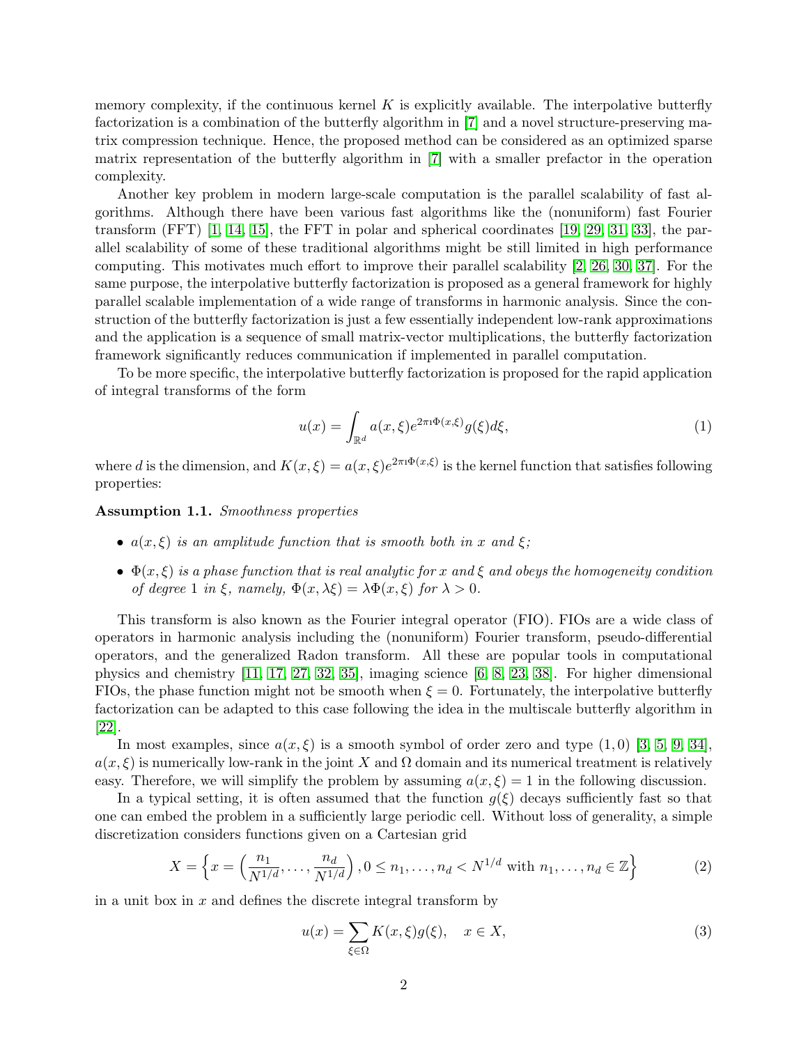memory complexity, if the continuous kernel $K$ is explicitly available. The interpolative butterfly factorization is a combination of the butterfly algorithm in [7] and a novel structure-preserving matrix compression technique. Hence, the proposed method can be considered as an optimized sparse matrix representation of the butterfly algorithm in [7] with a smaller prefactor in the operation complexity.

Another key problem in modern large-scale computation is the parallel scalability of fast algorithms. Although there have been various fast algorithms like the (nonuniform) fast Fourier transform (FFT) [1, 14, 15], the FFT in polar and spherical coordinates [19, 29, 31, 33], the parallel scalability of some of these traditional algorithms might be still limited in high performance computing. This motivates much effort to improve their parallel scalability [2, 26, 30, 37]. For the same purpose, the interpolative butterfly factorization is proposed as a general framework for highly parallel scalable implementation of a wide range of transforms in harmonic analysis. Since the construction of the butterfly factorization is just a few essentially independent low-rank approximations and the application is a sequence of small matrix-vector multiplications, the butterfly factorization framework significantly reduces communication if implemented in parallel computation.

To be more specific, the interpolative butterfly factorization is proposed for the rapid application of integral transforms of the form

$$u(x) = \int_{\mathbb{R}^d} a(x,\xi) e^{2\pi \imath \Phi(x,\xi)} g(\xi) d\xi, \tag{1}$$

where $d$ is the dimension, and $K(x,\xi) = a(x,\xi)e^{2\pi\imath\Phi(x,\xi)}$ is the kernel function that satisfies following properties:

**Assumption 1.1.** *Smoothness properties*

- *$a(x,\xi)$ is an amplitude function that is smooth both in $x$ and $\xi$;*
- *$\Phi(x,\xi)$ is a phase function that is real analytic for $x$ and $\xi$ and obeys the homogeneity condition of degree 1 in $\xi$, namely, $\Phi(x,\lambda\xi) = \lambda\Phi(x,\xi)$ for $\lambda > 0$.*

This transform is also known as the Fourier integral operator (FIO). FIOs are a wide class of operators in harmonic analysis including the (nonuniform) Fourier transform, pseudo-differential operators, and the generalized Radon transform. All these are popular tools in computational physics and chemistry [11, 17, 27, 32, 35], imaging science [6, 8, 23, 38]. For higher dimensional FIOs, the phase function might not be smooth when $\xi = 0$. Fortunately, the interpolative butterfly factorization can be adapted to this case following the idea in the multiscale butterfly algorithm in [22].

In most examples, since $a(x,\xi)$ is a smooth symbol of order zero and type $(1,0)$ [3, 5, 9, 34], $a(x,\xi)$ is numerically low-rank in the joint $X$ and $\Omega$ domain and its numerical treatment is relatively easy. Therefore, we will simplify the problem by assuming $a(x,\xi) = 1$ in the following discussion.

In a typical setting, it is often assumed that the function $g(\xi)$ decays sufficiently fast so that one can embed the problem in a sufficiently large periodic cell. Without loss of generality, a simple discretization considers functions given on a Cartesian grid

$$X = \left\{ x = \left( \frac{n_1}{N^{1/d}}, \ldots, \frac{n_d}{N^{1/d}} \right), 0 \le n_1, \ldots, n_d < N^{1/d} \text{ with } n_1, \ldots, n_d \in \mathbb{Z} \right\} \tag{2}$$

in a unit box in $x$ and defines the discrete integral transform by

$$u(x) = \sum_{\xi \in \Omega} K(x,\xi) g(\xi), \quad x \in X, \tag{3}$$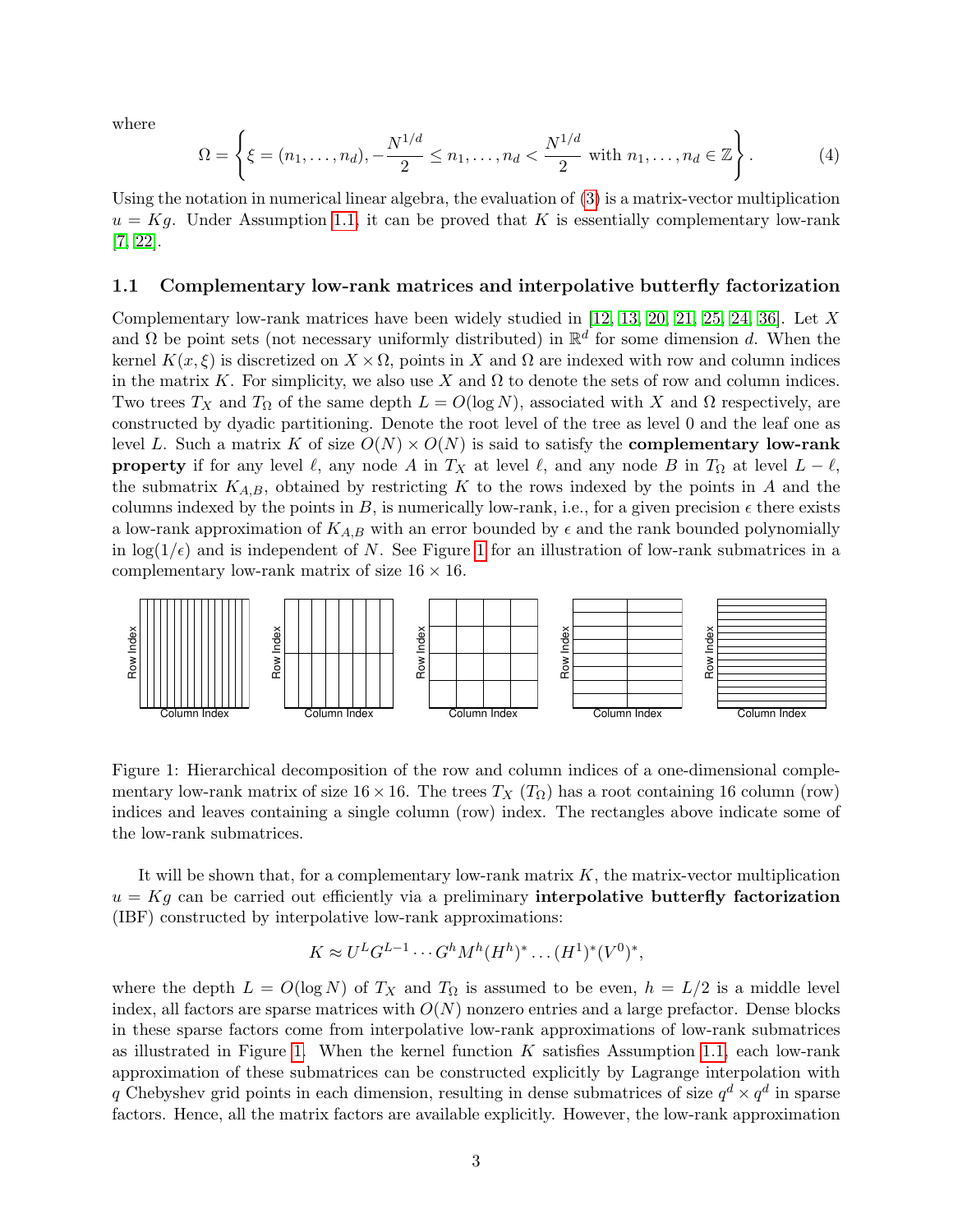where

$$\Omega = \left\{ \xi = (n_1, \ldots, n_d), -\frac{N^{1/d}}{2} \le n_1, \ldots, n_d < \frac{N^{1/d}}{2} \text{ with } n_1, \ldots, n_d \in \mathbb{Z} \right\}. \tag{4}$$

Using the notation in numerical linear algebra, the evaluation of (3) is a matrix-vector multiplication $u = Kg$. Under Assumption 1.1, it can be proved that $K$ is essentially complementary low-rank [7, 22].

### 1.1 Complementary low-rank matrices and interpolative butterfly factorization

Complementary low-rank matrices have been widely studied in [12, 13, 20, 21, 25, 24, 36]. Let $X$ and $\Omega$ be point sets (not necessary uniformly distributed) in $\mathbb{R}^d$ for some dimension $d$. When the kernel $K(x, \xi)$ is discretized on $X \times \Omega$, points in $X$ and $\Omega$ are indexed with row and column indices in the matrix $K$. For simplicity, we also use $X$ and $\Omega$ to denote the sets of row and column indices. Two trees $T_X$ and $T_\Omega$ of the same depth $L = O(\log N)$, associated with $X$ and $\Omega$ respectively, are constructed by dyadic partitioning. Denote the root level of the tree as level 0 and the leaf one as level $L$. Such a matrix $K$ of size $O(N) \times O(N)$ is said to satisfy the **complementary low-rank property** if for any level $\ell$, any node $A$ in $T_X$ at level $\ell$, and any node $B$ in $T_\Omega$ at level $L - \ell$, the submatrix $K_{A,B}$, obtained by restricting $K$ to the rows indexed by the points in $A$ and the columns indexed by the points in $B$, is numerically low-rank, i.e., for a given precision $\epsilon$ there exists a low-rank approximation of $K_{A,B}$ with an error bounded by $\epsilon$ and the rank bounded polynomially in $\log(1/\epsilon)$ and is independent of $N$. See Figure 1 for an illustration of low-rank submatrices in a complementary low-rank matrix of size $16 \times 16$.

Figure 1: Hierarchical decomposition of the row and column indices of a one-dimensional complementary low-rank matrix of size $16 \times 16$. The trees $T_X$ ($T_\Omega$) has a root containing 16 column (row) indices and leaves containing a single column (row) index. The rectangles above indicate some of the low-rank submatrices.

It will be shown that, for a complementary low-rank matrix $K$, the matrix-vector multiplication $u = Kg$ can be carried out efficiently via a preliminary **interpolative butterfly factorization** (IBF) constructed by interpolative low-rank approximations:

$$K \approx U^L G^{L-1} \cdots G^h M^h (H^h)^* \ldots (H^1)^* (V^0)^*,$$

where the depth $L = O(\log N)$ of $T_X$ and $T_\Omega$ is assumed to be even, $h = L/2$ is a middle level index, all factors are sparse matrices with $O(N)$ nonzero entries and a large prefactor. Dense blocks in these sparse factors come from interpolative low-rank approximations of low-rank submatrices as illustrated in Figure 1. When the kernel function $K$ satisfies Assumption 1.1, each low-rank approximation of these submatrices can be constructed explicitly by Lagrange interpolation with $q$ Chebyshev grid points in each dimension, resulting in dense submatrices of size $q^d \times q^d$ in sparse factors. Hence, all the matrix factors are available explicitly. However, the low-rank approximation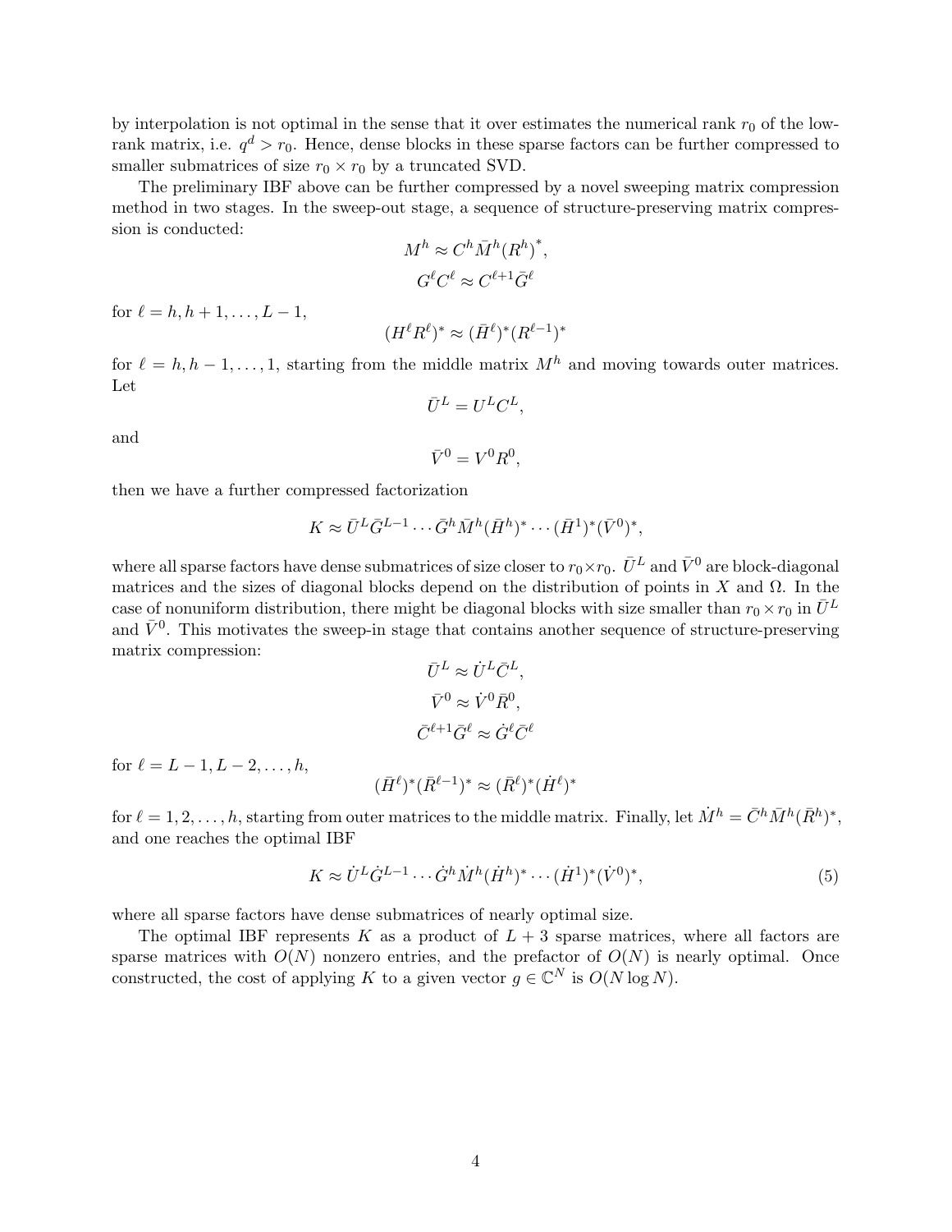by interpolation is not optimal in the sense that it over estimates the numerical rank $r_0$ of the low-rank matrix, i.e. $q^d > r_0$. Hence, dense blocks in these sparse factors can be further compressed to smaller submatrices of size $r_0 \times r_0$ by a truncated SVD.

The preliminary IBF above can be further compressed by a novel sweeping matrix compression method in two stages. In the sweep-out stage, a sequence of structure-preserving matrix compression is conducted:

$$M^h \approx C^h \bar{M}^h (R^h)^*,$$

$$G^\ell C^\ell \approx C^{\ell+1} \bar{G}^\ell$$

for $\ell = h, h+1, \ldots, L-1$,

$$(H^\ell R^\ell)^* \approx (\bar{H}^\ell)^* (R^{\ell-1})^*$$

for $\ell = h, h-1, \ldots, 1$, starting from the middle matrix $M^h$ and moving towards outer matrices. Let

$$\bar{U}^L = U^L C^L,$$

and

$$\bar{V}^0 = V^0 R^0,$$

then we have a further compressed factorization

$$K \approx \bar{U}^L \bar{G}^{L-1} \cdots \bar{G}^h \bar{M}^h (\bar{H}^h)^* \cdots (\bar{H}^1)^* (\bar{V}^0)^*,$$

where all sparse factors have dense submatrices of size closer to $r_0 \times r_0$. $\bar{U}^L$ and $\bar{V}^0$ are block-diagonal matrices and the sizes of diagonal blocks depend on the distribution of points in $X$ and $\Omega$. In the case of nonuniform distribution, there might be diagonal blocks with size smaller than $r_0 \times r_0$ in $\bar{U}^L$ and $\bar{V}^0$. This motivates the sweep-in stage that contains another sequence of structure-preserving matrix compression:

$$\bar{U}^L \approx \dot{U}^L \bar{C}^L,$$

$$\bar{V}^0 \approx \dot{V}^0 \bar{R}^0,$$

$$\bar{C}^{\ell+1} \bar{G}^\ell \approx \dot{G}^\ell \bar{C}^\ell$$

for $\ell = L-1, L-2, \ldots, h$,

$$(\bar{H}^\ell)^* (\bar{R}^{\ell-1})^* \approx (\bar{R}^\ell)^* (\dot{H}^\ell)^*$$

for $\ell = 1, 2, \ldots, h$, starting from outer matrices to the middle matrix. Finally, let $\dot{M}^h = \bar{C}^h \bar{M}^h (\bar{R}^h)^*$, and one reaches the optimal IBF

$$K \approx \dot{U}^L \dot{G}^{L-1} \cdots \dot{G}^h \dot{M}^h (\dot{H}^h)^* \cdots (\dot{H}^1)^* (\dot{V}^0)^*, \tag{5}$$

where all sparse factors have dense submatrices of nearly optimal size.

The optimal IBF represents $K$ as a product of $L+3$ sparse matrices, where all factors are sparse matrices with $O(N)$ nonzero entries, and the prefactor of $O(N)$ is nearly optimal. Once constructed, the cost of applying $K$ to a given vector $g \in \mathbb{C}^N$ is $O(N \log N)$.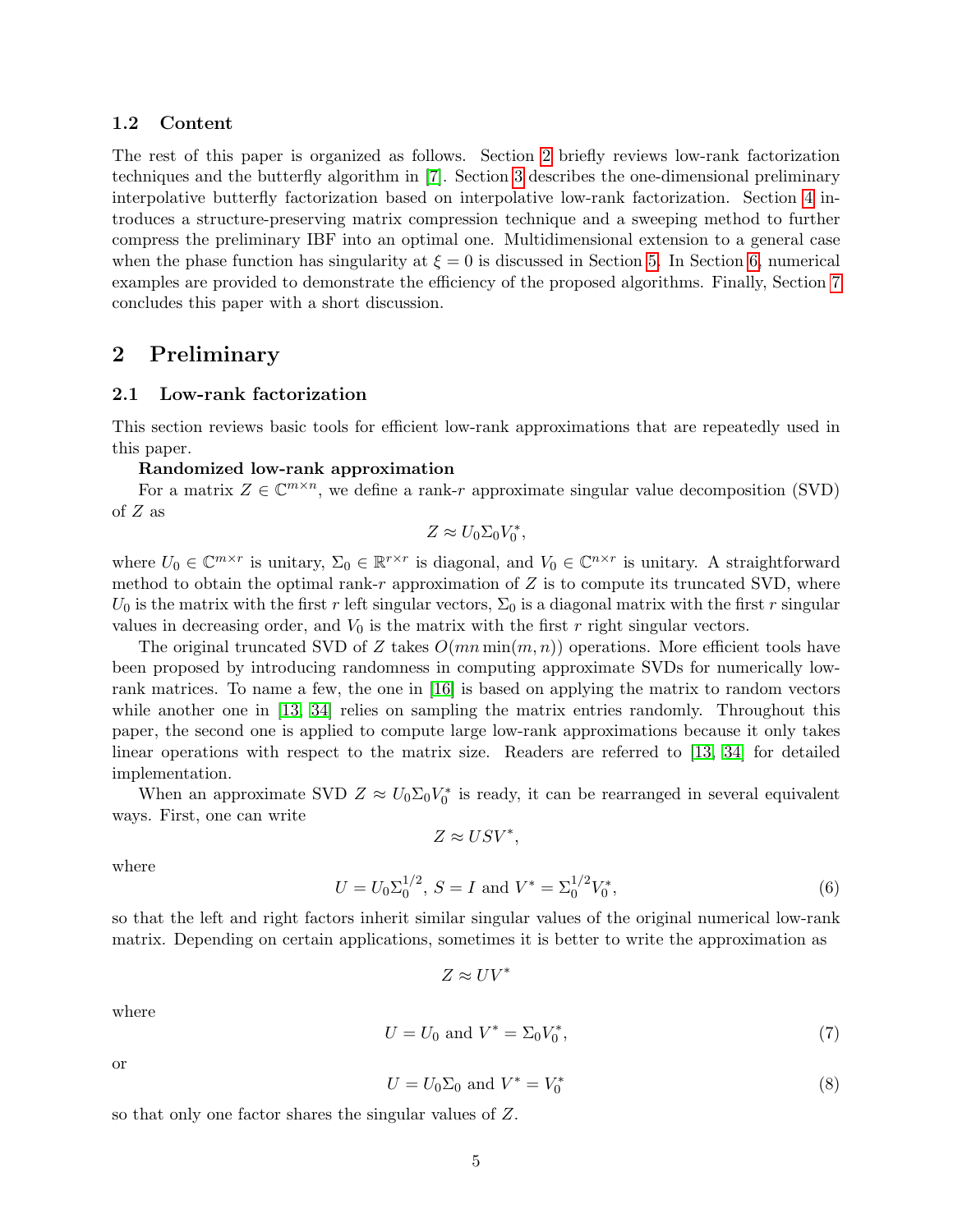### 1.2 Content

The rest of this paper is organized as follows. Section 2 briefly reviews low-rank factorization techniques and the butterfly algorithm in [7]. Section 3 describes the one-dimensional preliminary interpolative butterfly factorization based on interpolative low-rank factorization. Section 4 introduces a structure-preserving matrix compression technique and a sweeping method to further compress the preliminary IBF into an optimal one. Multidimensional extension to a general case when the phase function has singularity at $\xi = 0$ is discussed in Section 5. In Section 6, numerical examples are provided to demonstrate the efficiency of the proposed algorithms. Finally, Section 7 concludes this paper with a short discussion.

## 2 Preliminary

### 2.1 Low-rank factorization

This section reviews basic tools for efficient low-rank approximations that are repeatedly used in this paper.

**Randomized low-rank approximation**

For a matrix $Z \in \mathbb{C}^{m\times n}$, we define a rank-$r$ approximate singular value decomposition (SVD) of $Z$ as

$$Z \approx U_0 \Sigma_0 V_0^*,$$

where $U_0 \in \mathbb{C}^{m\times r}$ is unitary, $\Sigma_0 \in \mathbb{R}^{r\times r}$ is diagonal, and $V_0 \in \mathbb{C}^{n\times r}$ is unitary. A straightforward method to obtain the optimal rank-$r$ approximation of $Z$ is to compute its truncated SVD, where $U_0$ is the matrix with the first $r$ left singular vectors, $\Sigma_0$ is a diagonal matrix with the first $r$ singular values in decreasing order, and $V_0$ is the matrix with the first $r$ right singular vectors.

The original truncated SVD of $Z$ takes $O(mn\min(m,n))$ operations. More efficient tools have been proposed by introducing randomness in computing approximate SVDs for numerically low-rank matrices. To name a few, the one in [16] is based on applying the matrix to random vectors while another one in [13, 34] relies on sampling the matrix entries randomly. Throughout this paper, the second one is applied to compute large low-rank approximations because it only takes linear operations with respect to the matrix size. Readers are referred to [13, 34] for detailed implementation.

When an approximate SVD $Z \approx U_0 \Sigma_0 V_0^*$ is ready, it can be rearranged in several equivalent ways. First, one can write

$$Z \approx USV^*,$$

where

$$U = U_0 \Sigma_0^{1/2},\ S = I \text{ and } V^* = \Sigma_0^{1/2} V_0^*, \tag{6}$$

so that the left and right factors inherit similar singular values of the original numerical low-rank matrix. Depending on certain applications, sometimes it is better to write the approximation as

$$Z \approx UV^*$$

where

$$U = U_0 \text{ and } V^* = \Sigma_0 V_0^*, \tag{7}$$

or

$$U = U_0 \Sigma_0 \text{ and } V^* = V_0^* \tag{8}$$

so that only one factor shares the singular values of $Z$.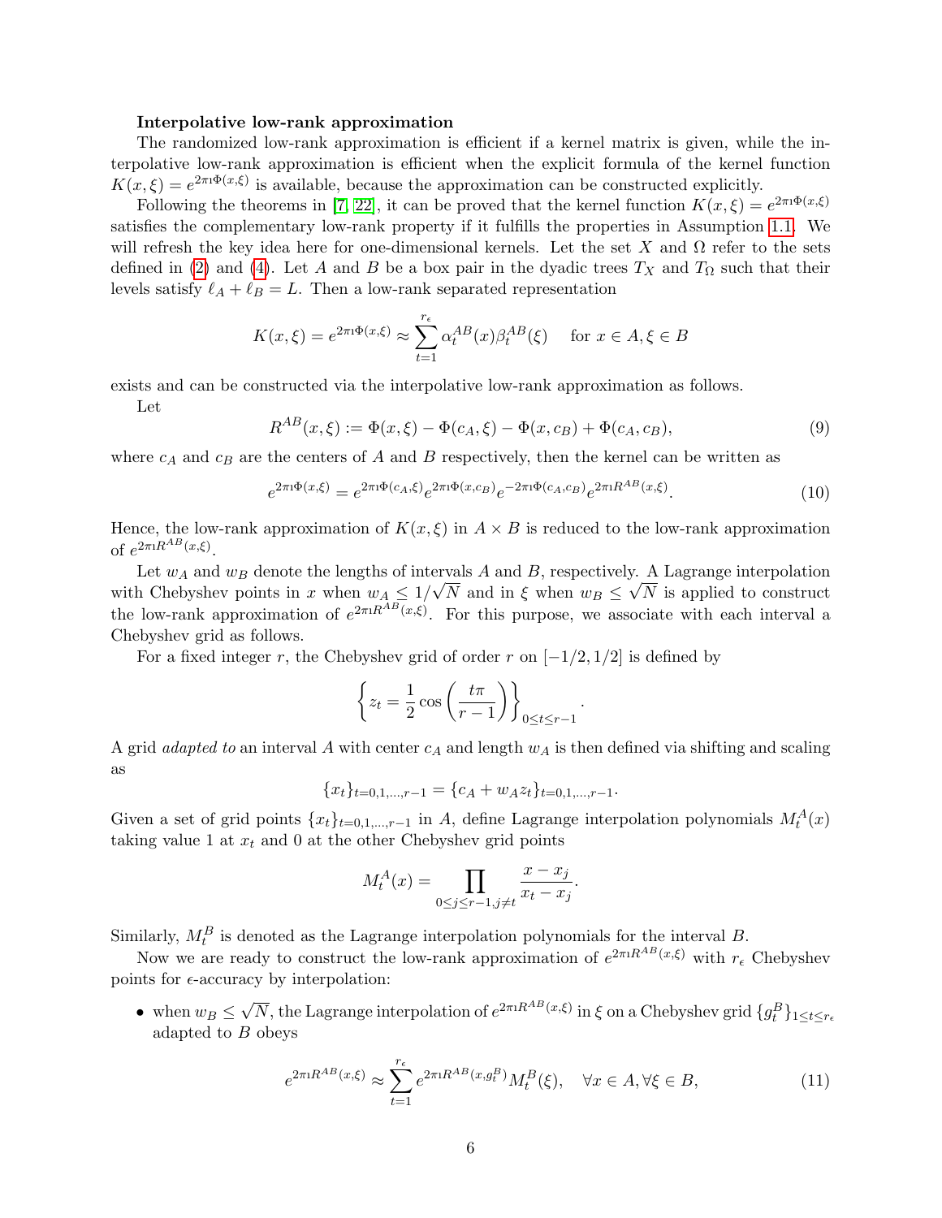**Interpolative low-rank approximation**

The randomized low-rank approximation is efficient if a kernel matrix is given, while the interpolative low-rank approximation is efficient when the explicit formula of the kernel function $K(x,\xi) = e^{2\pi\imath\Phi(x,\xi)}$ is available, because the approximation can be constructed explicitly.

Following the theorems in [7, 22], it can be proved that the kernel function $K(x,\xi) = e^{2\pi\imath\Phi(x,\xi)}$ satisfies the complementary low-rank property if it fulfills the properties in Assumption 1.1. We will refresh the key idea here for one-dimensional kernels. Let the set $X$ and $\Omega$ refer to the sets defined in (2) and (4). Let $A$ and $B$ be a box pair in the dyadic trees $T_X$ and $T_\Omega$ such that their levels satisfy $\ell_A + \ell_B = L$. Then a low-rank separated representation

$$K(x,\xi) = e^{2\pi\imath\Phi(x,\xi)} \approx \sum_{t=1}^{r_\epsilon} \alpha_t^{AB}(x)\beta_t^{AB}(\xi) \quad \text{for } x \in A, \xi \in B$$

exists and can be constructed via the interpolative low-rank approximation as follows.

Let

$$R^{AB}(x,\xi) := \Phi(x,\xi) - \Phi(c_A,\xi) - \Phi(x,c_B) + \Phi(c_A,c_B), \tag{9}$$

where $c_A$ and $c_B$ are the centers of $A$ and $B$ respectively, then the kernel can be written as

$$e^{2\pi\imath\Phi(x,\xi)} = e^{2\pi\imath\Phi(c_A,\xi)} e^{2\pi\imath\Phi(x,c_B)} e^{-2\pi\imath\Phi(c_A,c_B)} e^{2\pi\imath R^{AB}(x,\xi)}. \tag{10}$$

Hence, the low-rank approximation of $K(x,\xi)$ in $A \times B$ is reduced to the low-rank approximation of $e^{2\pi\imath R^{AB}(x,\xi)}$.

Let $w_A$ and $w_B$ denote the lengths of intervals $A$ and $B$, respectively. A Lagrange interpolation with Chebyshev points in $x$ when $w_A \le 1/\sqrt{N}$ and in $\xi$ when $w_B \le \sqrt{N}$ is applied to construct the low-rank approximation of $e^{2\pi\imath R^{AB}(x,\xi)}$. For this purpose, we associate with each interval a Chebyshev grid as follows.

For a fixed integer $r$, the Chebyshev grid of order $r$ on $[-1/2, 1/2]$ is defined by

$$\left\{ z_t = \frac{1}{2}\cos\left(\frac{t\pi}{r-1}\right) \right\}_{0 \le t \le r-1}.$$

A grid *adapted to* an interval $A$ with center $c_A$ and length $w_A$ is then defined via shifting and scaling as

$$\{x_t\}_{t=0,1,\ldots,r-1} = \{c_A + w_A z_t\}_{t=0,1,\ldots,r-1}.$$

Given a set of grid points $\{x_t\}_{t=0,1,\ldots,r-1}$ in $A$, define Lagrange interpolation polynomials $M_t^A(x)$ taking value 1 at $x_t$ and 0 at the other Chebyshev grid points

$$M_t^A(x) = \prod_{0 \le j \le r-1, j \ne t} \frac{x - x_j}{x_t - x_j}.$$

Similarly, $M_t^B$ is denoted as the Lagrange interpolation polynomials for the interval $B$.

Now we are ready to construct the low-rank approximation of $e^{2\pi\imath R^{AB}(x,\xi)}$ with $r_\epsilon$ Chebyshev points for $\epsilon$-accuracy by interpolation:

- when $w_B \le \sqrt{N}$, the Lagrange interpolation of $e^{2\pi\imath R^{AB}(x,\xi)}$ in $\xi$ on a Chebyshev grid $\{g_t^B\}_{1 \le t \le r_\epsilon}$ adapted to $B$ obeys

$$e^{2\pi\imath R^{AB}(x,\xi)} \approx \sum_{t=1}^{r_\epsilon} e^{2\pi\imath R^{AB}(x,g_t^B)} M_t^B(\xi), \quad \forall x \in A, \forall \xi \in B, \tag{11}$$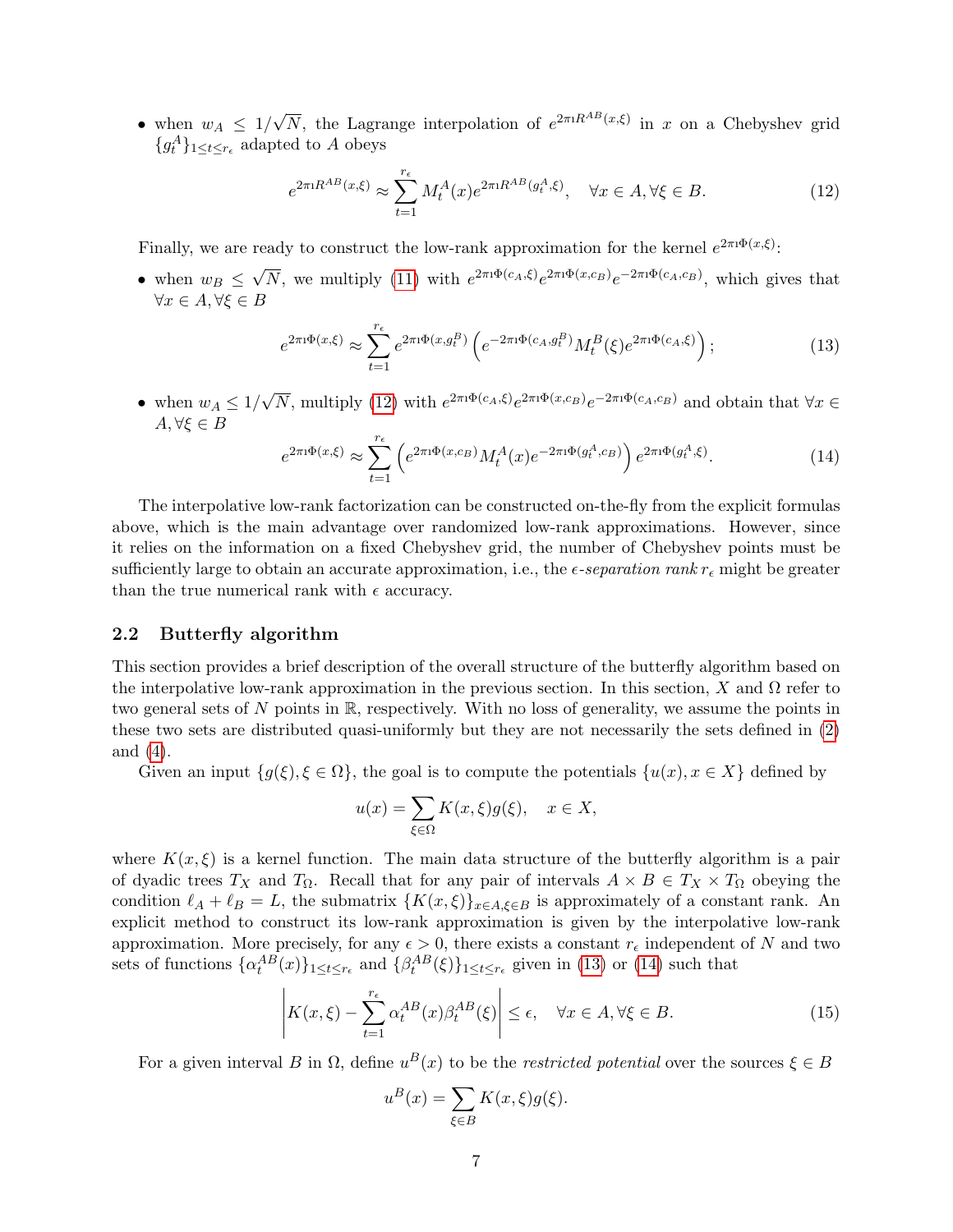- when $w_A \leq 1/\sqrt{N}$, the Lagrange interpolation of $e^{2\pi \imath R^{AB}(x,\xi)}$ in $x$ on a Chebyshev grid $\{g_t^A\}_{1\leq t\leq r_\epsilon}$ adapted to $A$ obeys

$$e^{2\pi \imath R^{AB}(x,\xi)} \approx \sum_{t=1}^{r_\epsilon} M_t^A(x) e^{2\pi \imath R^{AB}(g_t^A,\xi)}, \quad \forall x \in A, \forall \xi \in B. \tag{12}$$

Finally, we are ready to construct the low-rank approximation for the kernel $e^{2\pi \imath \Phi(x,\xi)}$:

- when $w_B \leq \sqrt{N}$, we multiply (11) with $e^{2\pi \imath \Phi(c_A,\xi)} e^{2\pi \imath \Phi(x,c_B)} e^{-2\pi \imath \Phi(c_A,c_B)}$, which gives that $\forall x \in A, \forall \xi \in B$

$$e^{2\pi \imath \Phi(x,\xi)} \approx \sum_{t=1}^{r_\epsilon} e^{2\pi \imath \Phi(x,g_t^B)} \left( e^{-2\pi \imath \Phi(c_A,g_t^B)} M_t^B(\xi) e^{2\pi \imath \Phi(c_A,\xi)} \right); \tag{13}$$

- when $w_A \leq 1/\sqrt{N}$, multiply (12) with $e^{2\pi \imath \Phi(c_A,\xi)} e^{2\pi \imath \Phi(x,c_B)} e^{-2\pi \imath \Phi(c_A,c_B)}$ and obtain that $\forall x \in A, \forall \xi \in B$

$$e^{2\pi \imath \Phi(x,\xi)} \approx \sum_{t=1}^{r_\epsilon} \left( e^{2\pi \imath \Phi(x,c_B)} M_t^A(x) e^{-2\pi \imath \Phi(g_t^A,c_B)} \right) e^{2\pi \imath \Phi(g_t^A,\xi)}. \tag{14}$$

The interpolative low-rank factorization can be constructed on-the-fly from the explicit formulas above, which is the main advantage over randomized low-rank approximations. However, since it relies on the information on a fixed Chebyshev grid, the number of Chebyshev points must be sufficiently large to obtain an accurate approximation, i.e., the *$\epsilon$-separation rank* $r_\epsilon$ might be greater than the true numerical rank with $\epsilon$ accuracy.

### 2.2 Butterfly algorithm

This section provides a brief description of the overall structure of the butterfly algorithm based on the interpolative low-rank approximation in the previous section. In this section, $X$ and $\Omega$ refer to two general sets of $N$ points in $\mathbb{R}$, respectively. With no loss of generality, we assume the points in these two sets are distributed quasi-uniformly but they are not necessarily the sets defined in (2) and (4).

Given an input $\{g(\xi), \xi \in \Omega\}$, the goal is to compute the potentials $\{u(x), x \in X\}$ defined by

$$u(x) = \sum_{\xi \in \Omega} K(x,\xi) g(\xi), \quad x \in X,$$

where $K(x,\xi)$ is a kernel function. The main data structure of the butterfly algorithm is a pair of dyadic trees $T_X$ and $T_\Omega$. Recall that for any pair of intervals $A \times B \in T_X \times T_\Omega$ obeying the condition $\ell_A + \ell_B = L$, the submatrix $\{K(x,\xi)\}_{x\in A,\xi\in B}$ is approximately of a constant rank. An explicit method to construct its low-rank approximation is given by the interpolative low-rank approximation. More precisely, for any $\epsilon > 0$, there exists a constant $r_\epsilon$ independent of $N$ and two sets of functions $\{\alpha_t^{AB}(x)\}_{1\leq t\leq r_\epsilon}$ and $\{\beta_t^{AB}(\xi)\}_{1\leq t\leq r_\epsilon}$ given in (13) or (14) such that

$$\left| K(x,\xi) - \sum_{t=1}^{r_\epsilon} \alpha_t^{AB}(x) \beta_t^{AB}(\xi) \right| \leq \epsilon, \quad \forall x \in A, \forall \xi \in B. \tag{15}$$

For a given interval $B$ in $\Omega$, define $u^B(x)$ to be the *restricted potential* over the sources $\xi \in B$

$$u^B(x) = \sum_{\xi \in B} K(x,\xi) g(\xi).$$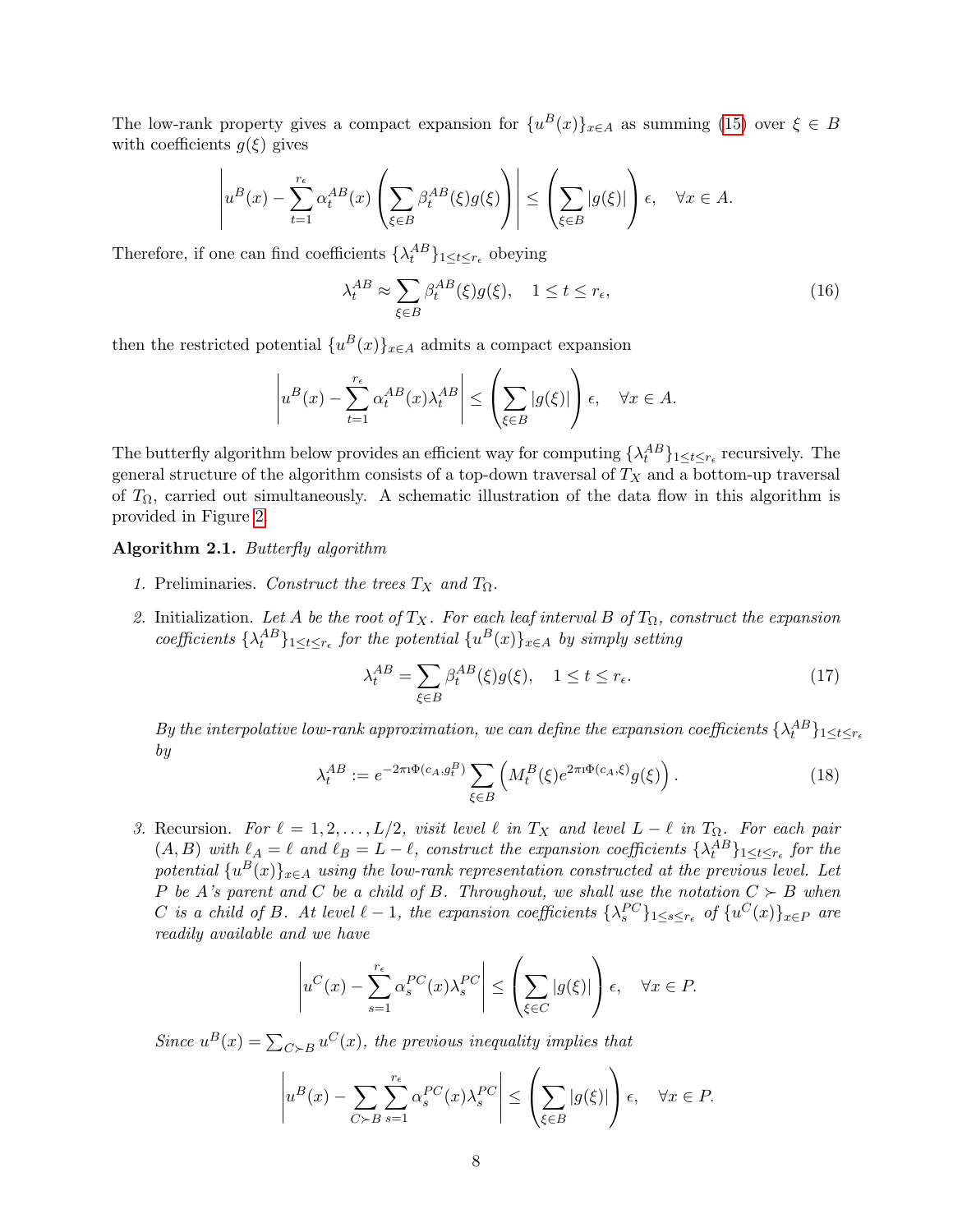The low-rank property gives a compact expansion for $\{u^B(x)\}_{x\in A}$ as summing (15) over $\xi \in B$ with coefficients $g(\xi)$ gives

$$\left| u^B(x) - \sum_{t=1}^{r_\epsilon} \alpha_t^{AB}(x) \left( \sum_{\xi \in B} \beta_t^{AB}(\xi) g(\xi) \right) \right| \le \left( \sum_{\xi \in B} |g(\xi)| \right) \epsilon, \quad \forall x \in A.$$

Therefore, if one can find coefficients $\{\lambda_t^{AB}\}_{1\le t\le r_\epsilon}$ obeying

$$\lambda_t^{AB} \approx \sum_{\xi \in B} \beta_t^{AB}(\xi) g(\xi), \quad 1 \le t \le r_\epsilon, \tag{16}$$

then the restricted potential $\{u^B(x)\}_{x\in A}$ admits a compact expansion

$$\left| u^B(x) - \sum_{t=1}^{r_\epsilon} \alpha_t^{AB}(x) \lambda_t^{AB} \right| \le \left( \sum_{\xi \in B} |g(\xi)| \right) \epsilon, \quad \forall x \in A.$$

The butterfly algorithm below provides an efficient way for computing $\{\lambda_t^{AB}\}_{1\le t\le r_\epsilon}$ recursively. The general structure of the algorithm consists of a top-down traversal of $T_X$ and a bottom-up traversal of $T_\Omega$, carried out simultaneously. A schematic illustration of the data flow in this algorithm is provided in Figure 2.

**Algorithm 2.1.** *Butterfly algorithm*

1. Preliminaries. *Construct the trees $T_X$ and $T_\Omega$.*

2. Initialization. *Let $A$ be the root of $T_X$. For each leaf interval $B$ of $T_\Omega$, construct the expansion coefficients $\{\lambda_t^{AB}\}_{1\le t\le r_\epsilon}$ for the potential $\{u^B(x)\}_{x\in A}$ by simply setting*

$$\lambda_t^{AB} = \sum_{\xi \in B} \beta_t^{AB}(\xi) g(\xi), \quad 1 \le t \le r_\epsilon. \tag{17}$$

   *By the interpolative low-rank approximation, we can define the expansion coefficients $\{\lambda_t^{AB}\}_{1\le t\le r_\epsilon}$ by*

$$\lambda_t^{AB} := e^{-2\pi\imath\Phi(c_A, g_t^B)} \sum_{\xi \in B} \left( M_t^B(\xi) e^{2\pi\imath\Phi(c_A,\xi)} g(\xi) \right). \tag{18}$$

3. Recursion. *For $\ell = 1, 2, \ldots, L/2$, visit level $\ell$ in $T_X$ and level $L - \ell$ in $T_\Omega$. For each pair $(A, B)$ with $\ell_A = \ell$ and $\ell_B = L - \ell$, construct the expansion coefficients $\{\lambda_t^{AB}\}_{1\le t\le r_\epsilon}$ for the potential $\{u^B(x)\}_{x\in A}$ using the low-rank representation constructed at the previous level. Let $P$ be $A$'s parent and $C$ be a child of $B$. Throughout, we shall use the notation $C \succ B$ when $C$ is a child of $B$. At level $\ell - 1$, the expansion coefficients $\{\lambda_s^{PC}\}_{1\le s\le r_\epsilon}$ of $\{u^C(x)\}_{x\in P}$ are readily available and we have*

$$\left| u^C(x) - \sum_{s=1}^{r_\epsilon} \alpha_s^{PC}(x) \lambda_s^{PC} \right| \le \left( \sum_{\xi \in C} |g(\xi)| \right) \epsilon, \quad \forall x \in P.$$

   *Since $u^B(x) = \sum_{C \succ B} u^C(x)$, the previous inequality implies that*

$$\left| u^B(x) - \sum_{C \succ B} \sum_{s=1}^{r_\epsilon} \alpha_s^{PC}(x) \lambda_s^{PC} \right| \le \left( \sum_{\xi \in B} |g(\xi)| \right) \epsilon, \quad \forall x \in P.$$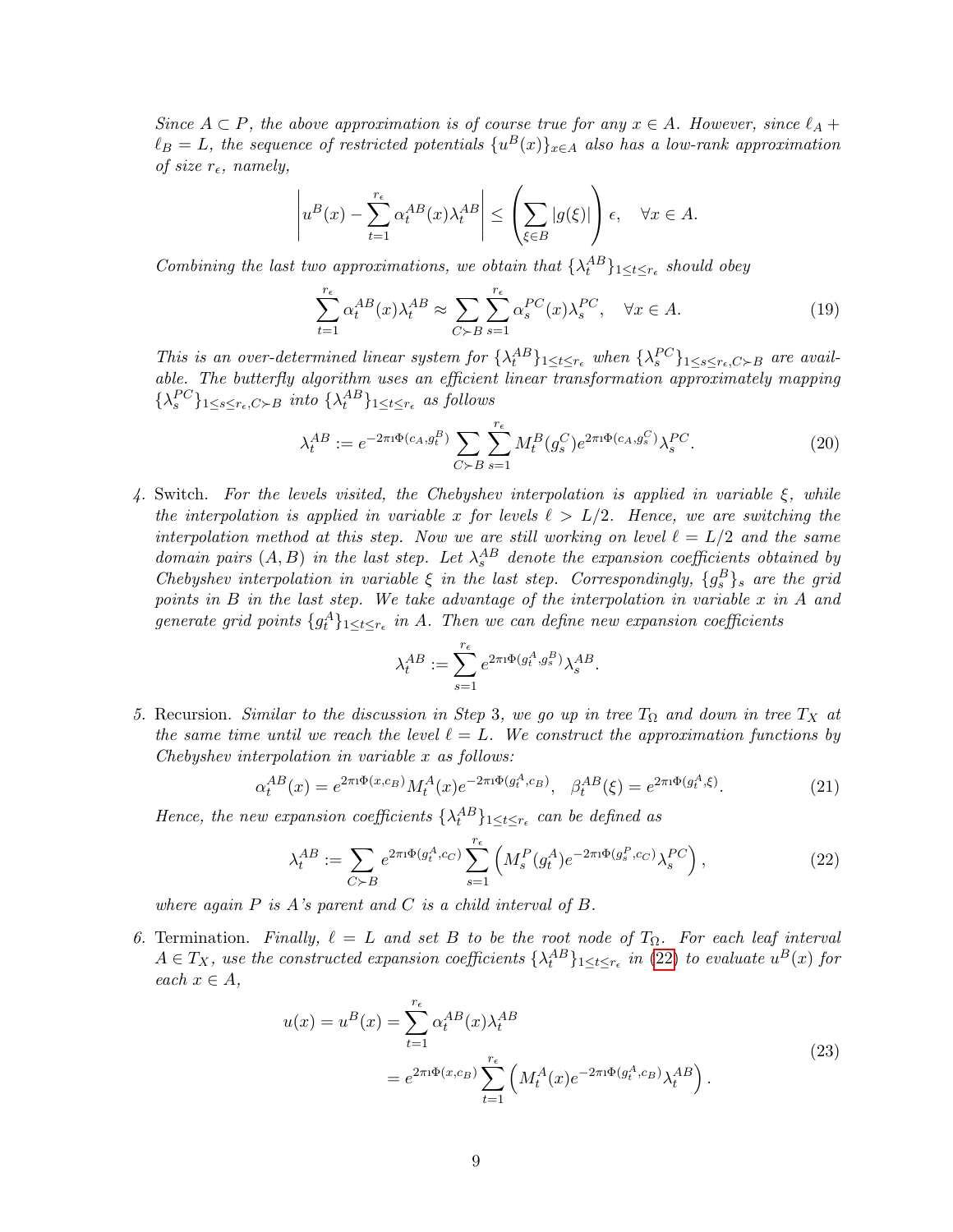*Since $A \subset P$, the above approximation is of course true for any $x \in A$. However, since $\ell_A + \ell_B = L$, the sequence of restricted potentials $\{u^B(x)\}_{x\in A}$ also has a low-rank approximation of size $r_\epsilon$, namely,*

$$\left| u^B(x) - \sum_{t=1}^{r_\epsilon} \alpha_t^{AB}(x)\lambda_t^{AB} \right| \leq \left( \sum_{\xi \in B} |g(\xi)| \right) \epsilon, \quad \forall x \in A.$$

*Combining the last two approximations, we obtain that $\{\lambda_t^{AB}\}_{1\leq t\leq r_\epsilon}$ should obey*

$$\sum_{t=1}^{r_\epsilon} \alpha_t^{AB}(x)\lambda_t^{AB} \approx \sum_{C \succ B} \sum_{s=1}^{r_\epsilon} \alpha_s^{PC}(x)\lambda_s^{PC}, \quad \forall x \in A. \tag{19}$$

*This is an over-determined linear system for $\{\lambda_t^{AB}\}_{1\leq t\leq r_\epsilon}$ when $\{\lambda_s^{PC}\}_{1\leq s\leq r_\epsilon, C\succ B}$ are available. The butterfly algorithm uses an efficient linear transformation approximately mapping $\{\lambda_s^{PC}\}_{1\leq s\leq r_\epsilon, C\succ B}$ into $\{\lambda_t^{AB}\}_{1\leq t\leq r_\epsilon}$ as follows*

$$\lambda_t^{AB} := e^{-2\pi\imath\Phi(c_A, g_t^B)} \sum_{C\succ B} \sum_{s=1}^{r_\epsilon} M_t^B(g_s^C) e^{2\pi\imath\Phi(c_A, g_s^C)} \lambda_s^{PC}. \tag{20}$$

4. Switch. *For the levels visited, the Chebyshev interpolation is applied in variable $\xi$, while the interpolation is applied in variable $x$ for levels $\ell > L/2$. Hence, we are switching the interpolation method at this step. Now we are still working on level $\ell = L/2$ and the same domain pairs $(A, B)$ in the last step. Let $\lambda_s^{AB}$ denote the expansion coefficients obtained by Chebyshev interpolation in variable $\xi$ in the last step. Correspondingly, $\{g_s^B\}_s$ are the grid points in $B$ in the last step. We take advantage of the interpolation in variable $x$ in $A$ and generate grid points $\{g_t^A\}_{1\leq t\leq r_\epsilon}$ in $A$. Then we can define new expansion coefficients*

$$\lambda_t^{AB} := \sum_{s=1}^{r_\epsilon} e^{2\pi\imath\Phi(g_t^A, g_s^B)} \lambda_s^{AB}.$$

5. Recursion. *Similar to the discussion in Step 3, we go up in tree $T_\Omega$ and down in tree $T_X$ at the same time until we reach the level $\ell = L$. We construct the approximation functions by Chebyshev interpolation in variable $x$ as follows:*

$$\alpha_t^{AB}(x) = e^{2\pi\imath\Phi(x, c_B)} M_t^A(x) e^{-2\pi\imath\Phi(g_t^A, c_B)}, \quad \beta_t^{AB}(\xi) = e^{2\pi\imath\Phi(g_t^A, \xi)}. \tag{21}$$

*Hence, the new expansion coefficients $\{\lambda_t^{AB}\}_{1\leq t\leq r_\epsilon}$ can be defined as*

$$\lambda_t^{AB} := \sum_{C\succ B} e^{2\pi\imath\Phi(g_t^A, c_C)} \sum_{s=1}^{r_\epsilon} \left( M_s^P(g_t^A) e^{-2\pi\imath\Phi(g_s^P, c_C)} \lambda_s^{PC} \right), \tag{22}$$

*where again $P$ is $A$'s parent and $C$ is a child interval of $B$.*

6. Termination. *Finally, $\ell = L$ and set $B$ to be the root node of $T_\Omega$. For each leaf interval $A \in T_X$, use the constructed expansion coefficients $\{\lambda_t^{AB}\}_{1\leq t\leq r_\epsilon}$ in (22) to evaluate $u^B(x)$ for each $x \in A$,*

$$\begin{aligned} u(x) = u^B(x) &= \sum_{t=1}^{r_\epsilon} \alpha_t^{AB}(x)\lambda_t^{AB} \\ &= e^{2\pi\imath\Phi(x, c_B)} \sum_{t=1}^{r_\epsilon} \left( M_t^A(x) e^{-2\pi\imath\Phi(g_t^A, c_B)} \lambda_t^{AB} \right). \end{aligned} \tag{23}$$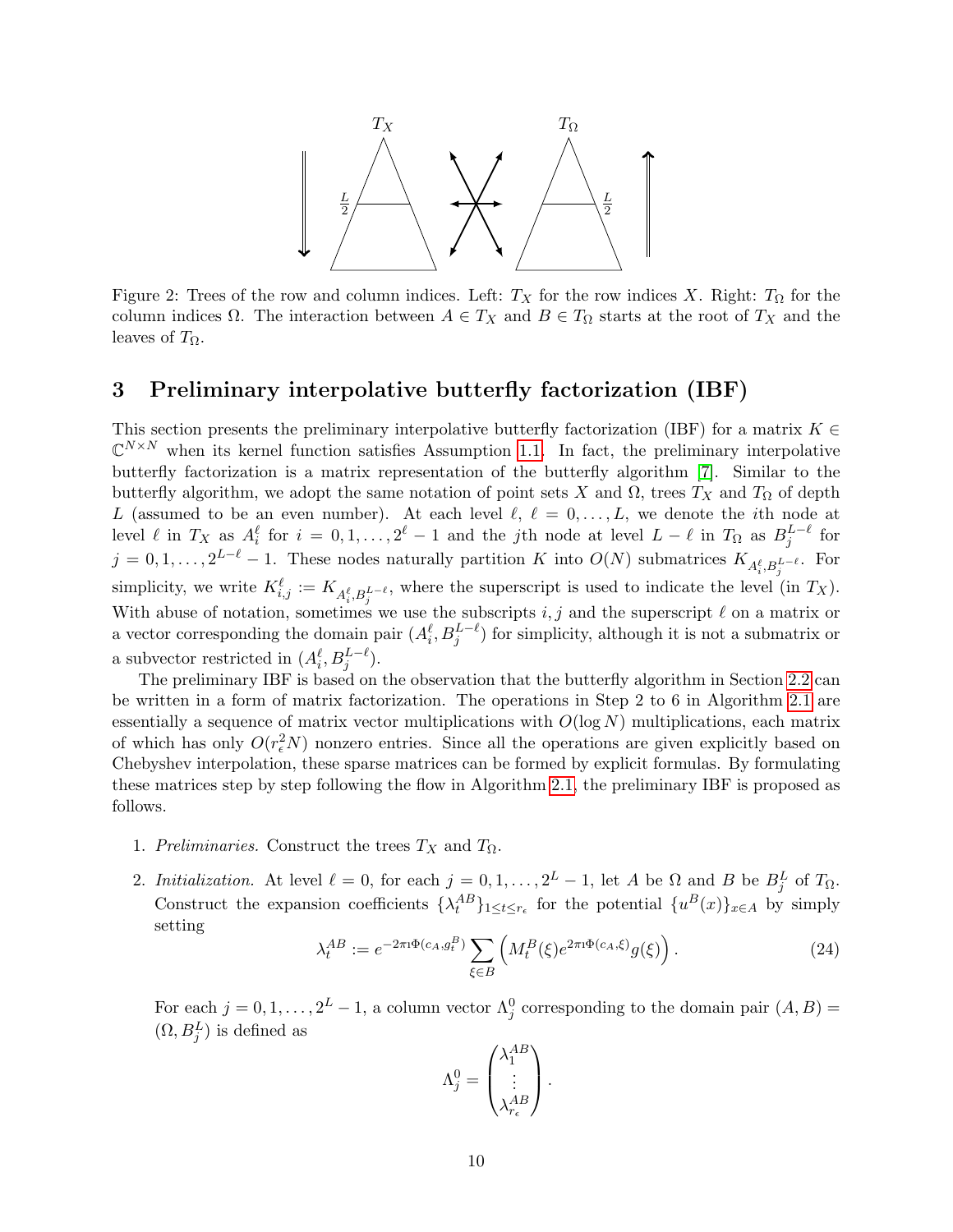Figure 2: Trees of the row and column indices. Left: $T_X$ for the row indices $X$. Right: $T_\Omega$ for the column indices $\Omega$. The interaction between $A \in T_X$ and $B \in T_\Omega$ starts at the root of $T_X$ and the leaves of $T_\Omega$.

## 3 Preliminary interpolative butterfly factorization (IBF)

This section presents the preliminary interpolative butterfly factorization (IBF) for a matrix $K \in \mathbb{C}^{N\times N}$ when its kernel function satisfies Assumption 1.1. In fact, the preliminary interpolative butterfly factorization is a matrix representation of the butterfly algorithm [7]. Similar to the butterfly algorithm, we adopt the same notation of point sets $X$ and $\Omega$, trees $T_X$ and $T_\Omega$ of depth $L$ (assumed to be an even number). At each level $\ell$, $\ell = 0, \dots, L$, we denote the $i$th node at level $\ell$ in $T_X$ as $A_i^\ell$ for $i = 0, 1, \dots, 2^\ell - 1$ and the $j$th node at level $L-\ell$ in $T_\Omega$ as $B_j^{L-\ell}$ for $j = 0, 1, \dots, 2^{L-\ell} - 1$. These nodes naturally partition $K$ into $O(N)$ submatrices $K_{A_i^\ell, B_j^{L-\ell}}$. For simplicity, we write $K_{i,j}^\ell := K_{A_i^\ell, B_j^{L-\ell}}$, where the superscript is used to indicate the level (in $T_X$). With abuse of notation, sometimes we use the subscripts $i, j$ and the superscript $\ell$ on a matrix or a vector corresponding the domain pair $(A_i^\ell, B_j^{L-\ell})$ for simplicity, although it is not a submatrix or a subvector restricted in $(A_i^\ell, B_j^{L-\ell})$.

The preliminary IBF is based on the observation that the butterfly algorithm in Section 2.2 can be written in a form of matrix factorization. The operations in Step 2 to 6 in Algorithm 2.1 are essentially a sequence of matrix vector multiplications with $O(\log N)$ multiplications, each matrix of which has only $O(r_\epsilon^2 N)$ nonzero entries. Since all the operations are given explicitly based on Chebyshev interpolation, these sparse matrices can be formed by explicit formulas. By formulating these matrices step by step following the flow in Algorithm 2.1, the preliminary IBF is proposed as follows.

1. *Preliminaries.* Construct the trees $T_X$ and $T_\Omega$.

2. *Initialization.* At level $\ell = 0$, for each $j = 0, 1, \dots, 2^L - 1$, let $A$ be $\Omega$ and $B$ be $B_j^L$ of $T_\Omega$. Construct the expansion coefficients $\{\lambda_t^{AB}\}_{1\le t\le r_\epsilon}$ for the potential $\{u^B(x)\}_{x\in A}$ by simply setting
$$\lambda_t^{AB} := e^{-2\pi\imath\Phi(c_A, g_t^B)} \sum_{\xi\in B} \left( M_t^B(\xi) e^{2\pi\imath\Phi(c_A,\xi)} g(\xi) \right). \tag{24}$$

   For each $j = 0, 1, \dots, 2^L - 1$, a column vector $\Lambda_j^0$ corresponding to the domain pair $(A, B) = (\Omega, B_j^L)$ is defined as
$$\Lambda_j^0 = \begin{pmatrix} \lambda_1^{AB} \\ \vdots \\ \lambda_{r_\epsilon}^{AB} \end{pmatrix}.$$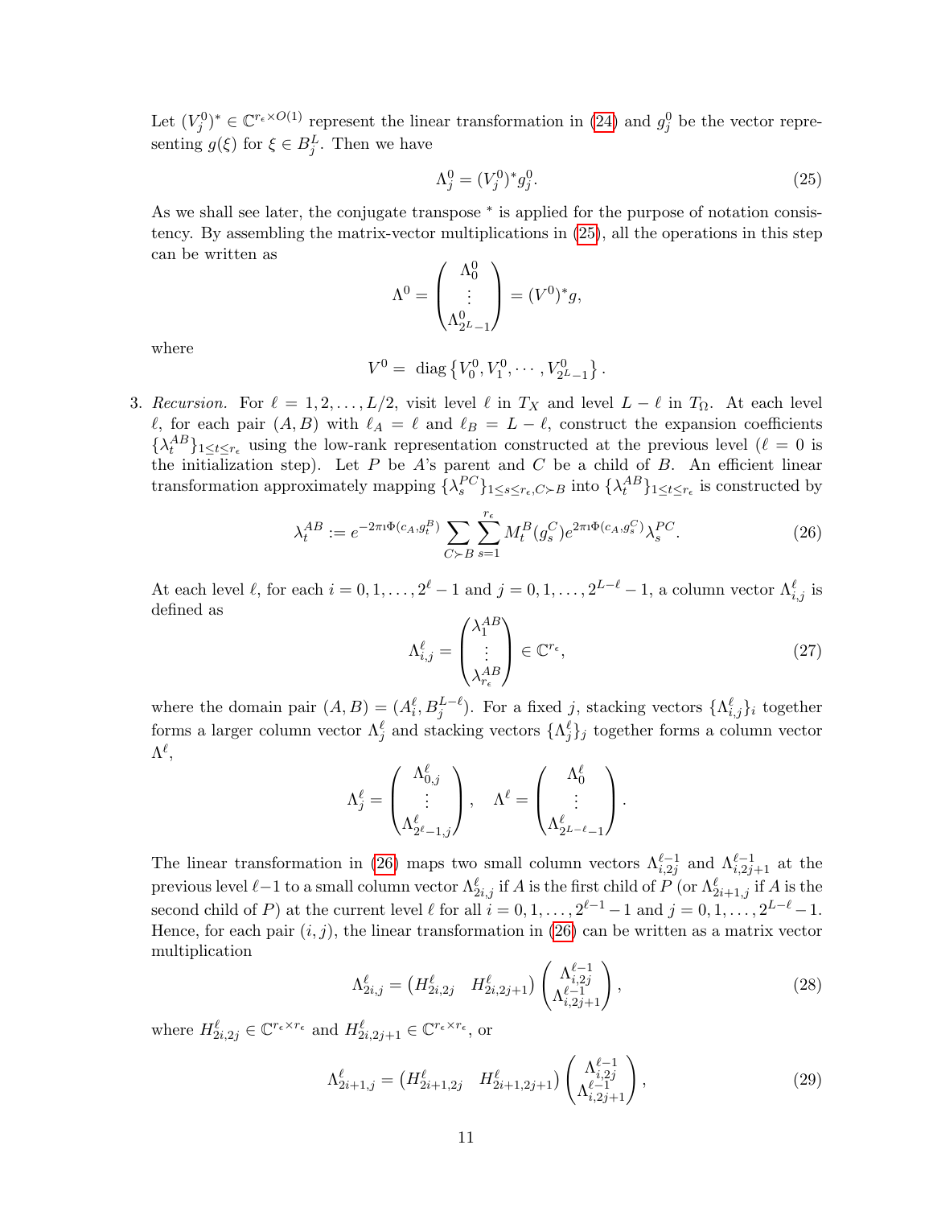Let $(V_j^0)^* \in \mathbb{C}^{r_\epsilon \times O(1)}$ represent the linear transformation in (24) and $g_j^0$ be the vector representing $g(\xi)$ for $\xi \in B_j^L$. Then we have

$$\Lambda_j^0 = (V_j^0)^* g_j^0. \tag{25}$$

As we shall see later, the conjugate transpose $^*$ is applied for the purpose of notation consistency. By assembling the matrix-vector multiplications in (25), all the operations in this step can be written as

$$\Lambda^0 = \begin{pmatrix} \Lambda_0^0 \\ \vdots \\ \Lambda_{2^L-1}^0 \end{pmatrix} = (V^0)^* g,$$

where

$$V^0 = \text{ diag}\left\{V_0^0, V_1^0, \cdots, V_{2^L-1}^0\right\}.$$

3. *Recursion.* For $\ell = 1, 2, \ldots, L/2$, visit level $\ell$ in $T_X$ and level $L - \ell$ in $T_\Omega$. At each level $\ell$, for each pair $(A, B)$ with $\ell_A = \ell$ and $\ell_B = L - \ell$, construct the expansion coefficients $\{\lambda_t^{AB}\}_{1 \le t \le r_\epsilon}$ using the low-rank representation constructed at the previous level ($\ell = 0$ is the initialization step). Let $P$ be $A$'s parent and $C$ be a child of $B$. An efficient linear transformation approximately mapping $\{\lambda_s^{PC}\}_{1 \le s \le r_\epsilon, C \succ B}$ into $\{\lambda_t^{AB}\}_{1 \le t \le r_\epsilon}$ is constructed by

$$\lambda_t^{AB} := e^{-2\pi \imath \Phi(c_A, g_t^B)} \sum_{C \succ B} \sum_{s=1}^{r_\epsilon} M_t^B(g_s^C) e^{2\pi \imath \Phi(c_A, g_s^C)} \lambda_s^{PC}. \tag{26}$$

At each level $\ell$, for each $i = 0, 1, \ldots, 2^\ell - 1$ and $j = 0, 1, \ldots, 2^{L-\ell} - 1$, a column vector $\Lambda_{i,j}^\ell$ is defined as

$$\Lambda_{i,j}^\ell = \begin{pmatrix} \lambda_1^{AB} \\ \vdots \\ \lambda_{r_\epsilon}^{AB} \end{pmatrix} \in \mathbb{C}^{r_\epsilon}, \tag{27}$$

where the domain pair $(A, B) = (A_i^\ell, B_j^{L-\ell})$. For a fixed $j$, stacking vectors $\{\Lambda_{i,j}^\ell\}_i$ together forms a larger column vector $\Lambda_j^\ell$ and stacking vectors $\{\Lambda_j^\ell\}_j$ together forms a column vector $\Lambda^\ell$,

$$\Lambda_j^\ell = \begin{pmatrix} \Lambda_{0,j}^\ell \\ \vdots \\ \Lambda_{2^\ell-1,j}^\ell \end{pmatrix}, \quad \Lambda^\ell = \begin{pmatrix} \Lambda_0^\ell \\ \vdots \\ \Lambda_{2^{L-\ell}-1}^\ell \end{pmatrix}.$$

The linear transformation in (26) maps two small column vectors $\Lambda_{i,2j}^{\ell-1}$ and $\Lambda_{i,2j+1}^{\ell-1}$ at the previous level $\ell-1$ to a small column vector $\Lambda_{2i,j}^\ell$ if $A$ is the first child of $P$ (or $\Lambda_{2i+1,j}^\ell$ if $A$ is the second child of $P$) at the current level $\ell$ for all $i = 0, 1, \ldots, 2^{\ell-1} - 1$ and $j = 0, 1, \ldots, 2^{L-\ell} - 1$. Hence, for each pair $(i, j)$, the linear transformation in (26) can be written as a matrix vector multiplication

$$\Lambda_{2i,j}^\ell = \begin{pmatrix} H_{2i,2j}^\ell & H_{2i,2j+1}^\ell \end{pmatrix} \begin{pmatrix} \Lambda_{i,2j}^{\ell-1} \\ \Lambda_{i,2j+1}^{\ell-1} \end{pmatrix}, \tag{28}$$

where $H_{2i,2j}^\ell \in \mathbb{C}^{r_\epsilon \times r_\epsilon}$ and $H_{2i,2j+1}^\ell \in \mathbb{C}^{r_\epsilon \times r_\epsilon}$, or

$$\Lambda_{2i+1,j}^\ell = \begin{pmatrix} H_{2i+1,2j}^\ell & H_{2i+1,2j+1}^\ell \end{pmatrix} \begin{pmatrix} \Lambda_{i,2j}^{\ell-1} \\ \Lambda_{i,2j+1}^{\ell-1} \end{pmatrix}, \tag{29}$$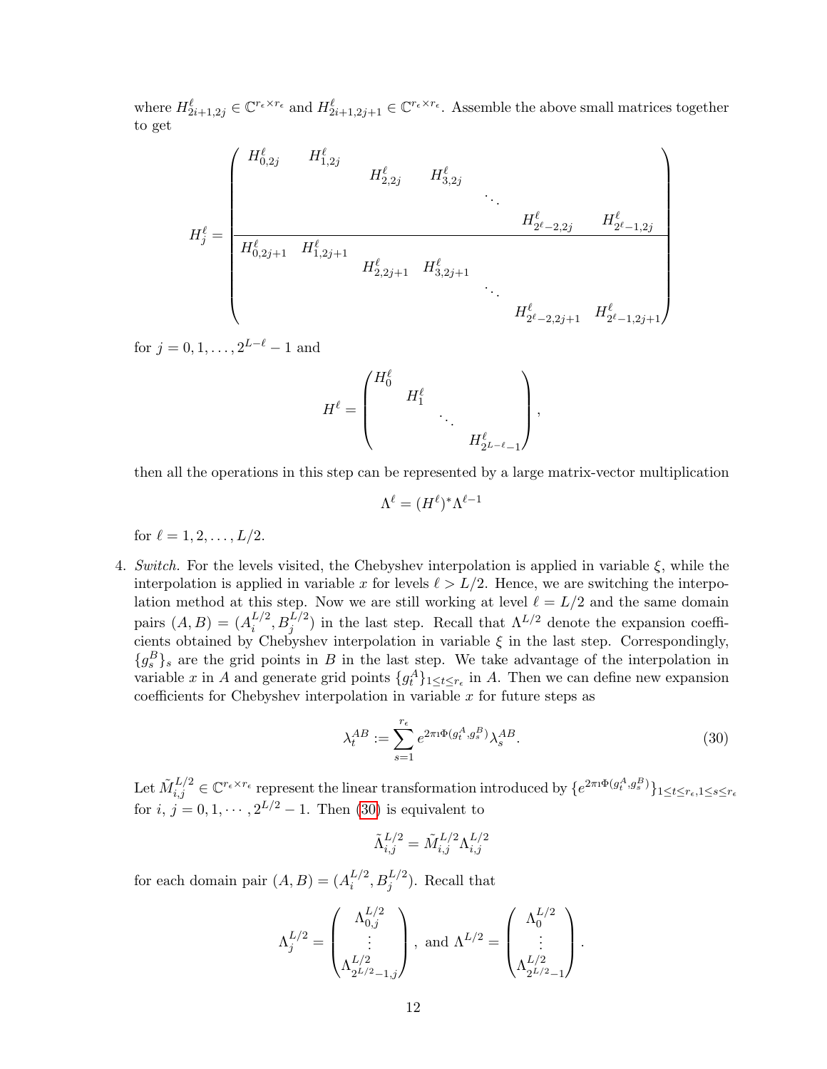where $H^\ell_{2i+1,2j} \in \mathbb{C}^{r_\epsilon \times r_\epsilon}$ and $H^\ell_{2i+1,2j+1} \in \mathbb{C}^{r_\epsilon \times r_\epsilon}$. Assemble the above small matrices together to get

$$
H^\ell_j = \left(\begin{array}{cccccccc}
H^\ell_{0,2j} & H^\ell_{1,2j} & & & & & & \\
& & H^\ell_{2,2j} & H^\ell_{3,2j} & & & & \\
& & & & \ddots & & & \\
& & & & & & H^\ell_{2^\ell-2,2j} & H^\ell_{2^\ell-1,2j} \\
\hline
H^\ell_{0,2j+1} & H^\ell_{1,2j+1} & & & & & & \\
& & H^\ell_{2,2j+1} & H^\ell_{3,2j+1} & & & & \\
& & & & \ddots & & & \\
& & & & & & H^\ell_{2^\ell-2,2j+1} & H^\ell_{2^\ell-1,2j+1}
\end{array}\right)
$$

for $j = 0, 1, \ldots, 2^{L-\ell} - 1$ and

$$
H^\ell = \begin{pmatrix}
H^\ell_0 & & & \\
& H^\ell_1 & & \\
& & \ddots & \\
& & & H^\ell_{2^{L-\ell}-1}
\end{pmatrix},
$$

then all the operations in this step can be represented by a large matrix-vector multiplication

$$
\Lambda^\ell = (H^\ell)^* \Lambda^{\ell-1}
$$

for $\ell = 1, 2, \ldots, L/2$.

4. *Switch.* For the levels visited, the Chebyshev interpolation is applied in variable $\xi$, while the interpolation is applied in variable $x$ for levels $\ell > L/2$. Hence, we are switching the interpolation method at this step. Now we are still working at level $\ell = L/2$ and the same domain pairs $(A, B) = (A^{L/2}_i, B^{L/2}_j)$ in the last step. Recall that $\Lambda^{L/2}$ denote the expansion coefficients obtained by Chebyshev interpolation in variable $\xi$ in the last step. Correspondingly, $\{g^B_s\}_s$ are the grid points in $B$ in the last step. We take advantage of the interpolation in variable $x$ in $A$ and generate grid points $\{g^A_t\}_{1 \le t \le r_\epsilon}$ in $A$. Then we can define new expansion coefficients for Chebyshev interpolation in variable $x$ for future steps as

$$
\lambda^{AB}_t := \sum_{s=1}^{r_\epsilon} e^{2\pi \imath \Phi(g^A_t, g^B_s)} \lambda^{AB}_s. \tag{30}
$$

Let $\tilde{M}^{L/2}_{i,j} \in \mathbb{C}^{r_\epsilon \times r_\epsilon}$ represent the linear transformation introduced by $\{e^{2\pi \imath \Phi(g^A_t, g^B_s)}\}_{1 \le t \le r_\epsilon, 1 \le s \le r_\epsilon}$ for $i, j = 0, 1, \cdots, 2^{L/2} - 1$. Then (30) is equivalent to

$$
\tilde{\Lambda}^{L/2}_{i,j} = \tilde{M}^{L/2}_{i,j} \Lambda^{L/2}_{i,j}
$$

for each domain pair $(A, B) = (A^{L/2}_i, B^{L/2}_j)$. Recall that

$$
\Lambda^{L/2}_j = \begin{pmatrix} \Lambda^{L/2}_{0,j} \\ \vdots \\ \Lambda^{L/2}_{2^{L/2}-1,j} \end{pmatrix}, \text{ and } \Lambda^{L/2} = \begin{pmatrix} \Lambda^{L/2}_0 \\ \vdots \\ \Lambda^{L/2}_{2^{L/2}-1} \end{pmatrix}.
$$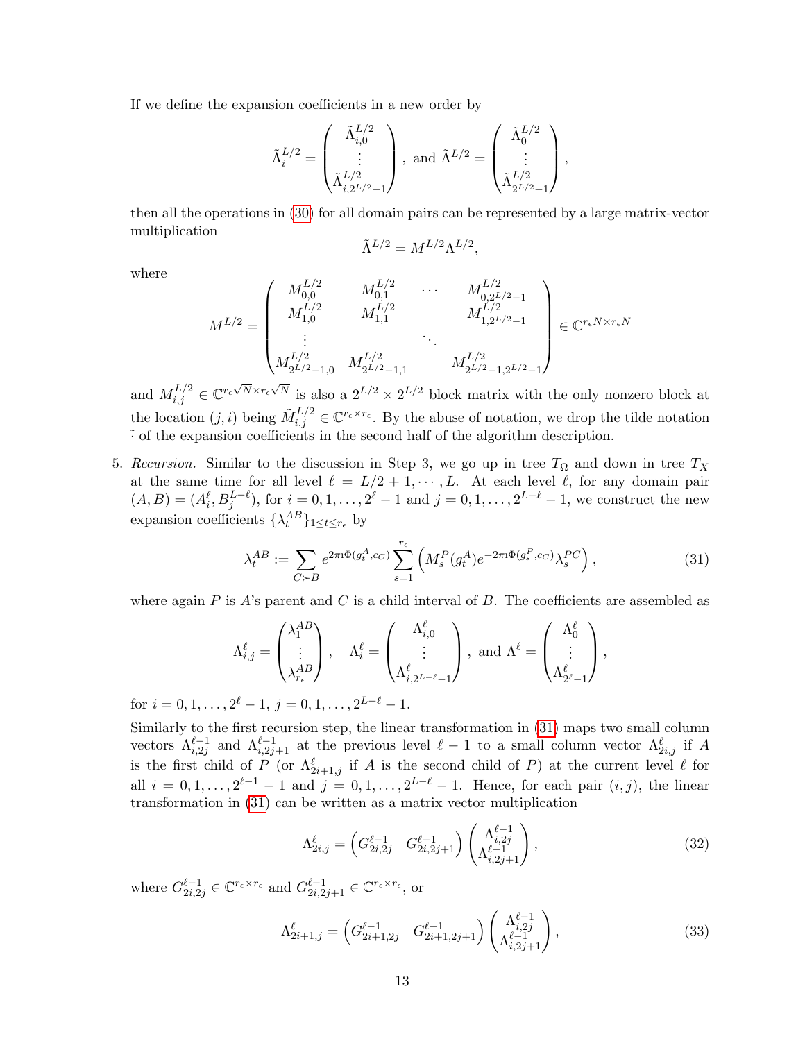If we define the expansion coefficients in a new order by

$$\tilde{\Lambda}_i^{L/2} = \begin{pmatrix} \tilde{\Lambda}_{i,0}^{L/2} \\ \vdots \\ \tilde{\Lambda}_{i,2^{L/2}-1}^{L/2} \end{pmatrix}, \text{ and } \tilde{\Lambda}^{L/2} = \begin{pmatrix} \tilde{\Lambda}_0^{L/2} \\ \vdots \\ \tilde{\Lambda}_{2^{L/2}-1}^{L/2} \end{pmatrix},$$

then all the operations in (30) for all domain pairs can be represented by a large matrix-vector multiplication

$$\tilde{\Lambda}^{L/2} = M^{L/2}\Lambda^{L/2},$$

where

$$M^{L/2} = \begin{pmatrix} M_{0,0}^{L/2} & M_{0,1}^{L/2} & \cdots & M_{0,2^{L/2}-1}^{L/2} \\ M_{1,0}^{L/2} & M_{1,1}^{L/2} & & M_{1,2^{L/2}-1}^{L/2} \\ \vdots & & \ddots & \\ M_{2^{L/2}-1,0}^{L/2} & M_{2^{L/2}-1,1}^{L/2} & & M_{2^{L/2}-1,2^{L/2}-1}^{L/2} \end{pmatrix} \in \mathbb{C}^{r_\epsilon N \times r_\epsilon N}$$

and $M_{i,j}^{L/2} \in \mathbb{C}^{r_\epsilon \sqrt{N} \times r_\epsilon \sqrt{N}}$ is also a $2^{L/2} \times 2^{L/2}$ block matrix with the only nonzero block at the location $(j,i)$ being $\tilde{M}_{i,j}^{L/2} \in \mathbb{C}^{r_\epsilon \times r_\epsilon}$. By the abuse of notation, we drop the tilde notation $\tilde{\cdot}$ of the expansion coefficients in the second half of the algorithm description.

5. *Recursion.* Similar to the discussion in Step 3, we go up in tree $T_\Omega$ and down in tree $T_X$ at the same time for all level $\ell = L/2+1, \cdots, L$. At each level $\ell$, for any domain pair $(A,B) = (A_i^\ell, B_j^{L-\ell})$, for $i = 0,1,\ldots,2^\ell - 1$ and $j = 0,1,\ldots,2^{L-\ell}-1$, we construct the new expansion coefficients $\{\lambda_t^{AB}\}_{1\le t\le r_\epsilon}$ by

$$\lambda_t^{AB} := \sum_{C\succ B} e^{2\pi\imath\Phi(g_t^A,c_C)} \sum_{s=1}^{r_\epsilon} \left( M_s^P(g_t^A) e^{-2\pi\imath\Phi(g_s^P,c_C)} \lambda_s^{PC} \right), \tag{31}$$

where again $P$ is $A$'s parent and $C$ is a child interval of $B$. The coefficients are assembled as

$$\Lambda_{i,j}^\ell = \begin{pmatrix} \lambda_1^{AB} \\ \vdots \\ \lambda_{r_\epsilon}^{AB} \end{pmatrix}, \quad \Lambda_i^\ell = \begin{pmatrix} \Lambda_{i,0}^\ell \\ \vdots \\ \Lambda_{i,2^{L-\ell}-1}^\ell \end{pmatrix}, \text{ and } \Lambda^\ell = \begin{pmatrix} \Lambda_0^\ell \\ \vdots \\ \Lambda_{2^\ell-1}^\ell \end{pmatrix},$$

for $i = 0,1,\ldots,2^\ell-1$, $j = 0,1,\ldots,2^{L-\ell}-1$.

Similarly to the first recursion step, the linear transformation in (31) maps two small column vectors $\Lambda_{i,2j}^{\ell-1}$ and $\Lambda_{i,2j+1}^{\ell-1}$ at the previous level $\ell-1$ to a small column vector $\Lambda_{2i,j}^\ell$ if $A$ is the first child of $P$ (or $\Lambda_{2i+1,j}^\ell$ if $A$ is the second child of $P$) at the current level $\ell$ for all $i = 0,1,\ldots,2^{\ell-1}-1$ and $j = 0,1,\ldots,2^{L-\ell}-1$. Hence, for each pair $(i,j)$, the linear transformation in (31) can be written as a matrix vector multiplication

$$\Lambda_{2i,j}^\ell = \begin{pmatrix} G_{2i,2j}^{\ell-1} & G_{2i,2j+1}^{\ell-1} \end{pmatrix} \begin{pmatrix} \Lambda_{i,2j}^{\ell-1} \\ \Lambda_{i,2j+1}^{\ell-1} \end{pmatrix}, \tag{32}$$

where $G_{2i,2j}^{\ell-1} \in \mathbb{C}^{r_\epsilon\times r_\epsilon}$ and $G_{2i,2j+1}^{\ell-1} \in \mathbb{C}^{r_\epsilon\times r_\epsilon}$, or

$$\Lambda_{2i+1,j}^\ell = \begin{pmatrix} G_{2i+1,2j}^{\ell-1} & G_{2i+1,2j+1}^{\ell-1} \end{pmatrix} \begin{pmatrix} \Lambda_{i,2j}^{\ell-1} \\ \Lambda_{i,2j+1}^{\ell-1} \end{pmatrix}, \tag{33}$$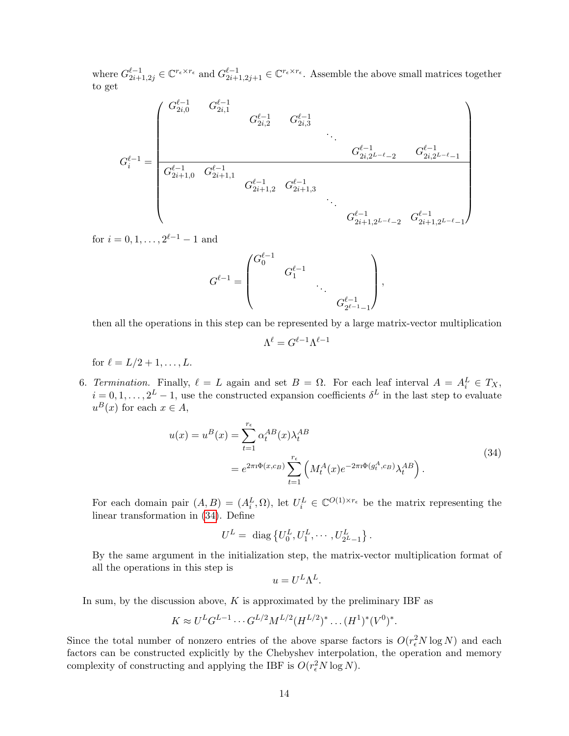where $G^{\ell-1}_{2i+1,2j} \in \mathbb{C}^{r_\epsilon \times r_\epsilon}$ and $G^{\ell-1}_{2i+1,2j+1} \in \mathbb{C}^{r_\epsilon \times r_\epsilon}$. Assemble the above small matrices together to get

$$
G_i^{\ell-1} = \left(\begin{array}{cccccccc}
G^{\ell-1}_{2i,0} & G^{\ell-1}_{2i,1} & & & & & & \\
& & G^{\ell-1}_{2i,2} & G^{\ell-1}_{2i,3} & & & & \\
& & & & \ddots & & & \\
& & & & & & G^{\ell-1}_{2i,2^{L-\ell}-2} & G^{\ell-1}_{2i,2^{L-\ell}-1} \\
\hline
G^{\ell-1}_{2i+1,0} & G^{\ell-1}_{2i+1,1} & & & & & & \\
& & G^{\ell-1}_{2i+1,2} & G^{\ell-1}_{2i+1,3} & & & & \\
& & & & \ddots & & & \\
& & & & & & G^{\ell-1}_{2i+1,2^{L-\ell}-2} & G^{\ell-1}_{2i+1,2^{L-\ell}-1}
\end{array}\right)
$$

for $i = 0, 1, \ldots, 2^{\ell-1} - 1$ and

$$
G^{\ell-1} = \begin{pmatrix} G_0^{\ell-1} & & & \\ & G_1^{\ell-1} & & \\ & & \ddots & \\ & & & G^{\ell-1}_{2^{\ell-1}-1} \end{pmatrix},
$$

then all the operations in this step can be represented by a large matrix-vector multiplication

$$
\Lambda^\ell = G^{\ell-1} \Lambda^{\ell-1}
$$

for $\ell = L/2 + 1, \ldots, L$.

6. *Termination.* Finally, $\ell = L$ again and set $B = \Omega$. For each leaf interval $A = A_i^L \in T_X$, $i = 0, 1, \ldots, 2^L - 1$, use the constructed expansion coefficients $\delta^L$ in the last step to evaluate $u^B(x)$ for each $x \in A$,

$$
\begin{aligned}
u(x) = u^B(x) &= \sum_{t=1}^{r_\epsilon} \alpha_t^{AB}(x) \lambda_t^{AB} \\
&= e^{2\pi\imath\Phi(x,c_B)} \sum_{t=1}^{r_\epsilon} \left( M_t^A(x) e^{-2\pi\imath\Phi(g_t^A,c_B)} \lambda_t^{AB} \right).
\end{aligned}
\tag{34}
$$

For each domain pair $(A, B) = (A_i^L, \Omega)$, let $U_i^L \in \mathbb{C}^{O(1)\times r_\epsilon}$ be the matrix representing the linear transformation in (34). Define

$$
U^L = \text{ diag}\left\{ U_0^L, U_1^L, \cdots, U^L_{2^L-1} \right\}.
$$

By the same argument in the initialization step, the matrix-vector multiplication format of all the operations in this step is

$$
u = U^L \Lambda^L.
$$

In sum, by the discussion above, $K$ is approximated by the preliminary IBF as

$$
K \approx U^L G^{L-1} \cdots G^{L/2} M^{L/2} (H^{L/2})^* \ldots (H^1)^* (V^0)^*.
$$

Since the total number of nonzero entries of the above sparse factors is $O(r_\epsilon^2 N \log N)$ and each factors can be constructed explicitly by the Chebyshev interpolation, the operation and memory complexity of constructing and applying the IBF is $O(r_\epsilon^2 N \log N)$.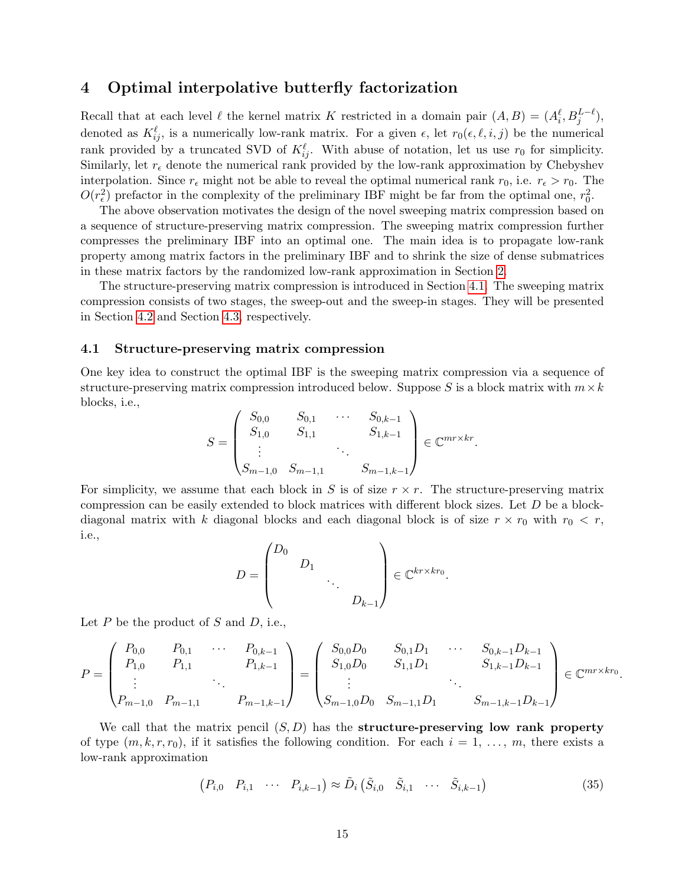## 4 Optimal interpolative butterfly factorization

Recall that at each level $\ell$ the kernel matrix $K$ restricted in a domain pair $(A, B) = (A_i^\ell, B_j^{L-\ell})$, denoted as $K_{ij}^\ell$, is a numerically low-rank matrix. For a given $\epsilon$, let $r_0(\epsilon, \ell, i, j)$ be the numerical rank provided by a truncated SVD of $K_{ij}^\ell$. With abuse of notation, let us use $r_0$ for simplicity. Similarly, let $r_\epsilon$ denote the numerical rank provided by the low-rank approximation by Chebyshev interpolation. Since $r_\epsilon$ might not be able to reveal the optimal numerical rank $r_0$, i.e. $r_\epsilon > r_0$. The $O(r_\epsilon^2)$ prefactor in the complexity of the preliminary IBF might be far from the optimal one, $r_0^2$.

The above observation motivates the design of the novel sweeping matrix compression based on a sequence of structure-preserving matrix compression. The sweeping matrix compression further compresses the preliminary IBF into an optimal one. The main idea is to propagate low-rank property among matrix factors in the preliminary IBF and to shrink the size of dense submatrices in these matrix factors by the randomized low-rank approximation in Section 2.

The structure-preserving matrix compression is introduced in Section 4.1. The sweeping matrix compression consists of two stages, the sweep-out and the sweep-in stages. They will be presented in Section 4.2 and Section 4.3, respectively.

### 4.1 Structure-preserving matrix compression

One key idea to construct the optimal IBF is the sweeping matrix compression via a sequence of structure-preserving matrix compression introduced below. Suppose $S$ is a block matrix with $m \times k$ blocks, i.e.,

$$S = \begin{pmatrix} S_{0,0} & S_{0,1} & \cdots & S_{0,k-1} \\ S_{1,0} & S_{1,1} & & S_{1,k-1} \\ \vdots & & \ddots & \\ S_{m-1,0} & S_{m-1,1} & & S_{m-1,k-1} \end{pmatrix} \in \mathbb{C}^{mr \times kr}.$$

For simplicity, we assume that each block in $S$ is of size $r \times r$. The structure-preserving matrix compression can be easily extended to block matrices with different block sizes. Let $D$ be a block-diagonal matrix with $k$ diagonal blocks and each diagonal block is of size $r \times r_0$ with $r_0 < r$, i.e.,

$$D = \begin{pmatrix} D_0 & & & \\ & D_1 & & \\ & & \ddots & \\ & & & D_{k-1} \end{pmatrix} \in \mathbb{C}^{kr \times kr_0}.$$

Let $P$ be the product of $S$ and $D$, i.e.,

$$P = \begin{pmatrix} P_{0,0} & P_{0,1} & \cdots & P_{0,k-1} \\ P_{1,0} & P_{1,1} & & P_{1,k-1} \\ \vdots & & \ddots & \\ P_{m-1,0} & P_{m-1,1} & & P_{m-1,k-1} \end{pmatrix} = \begin{pmatrix} S_{0,0}D_0 & S_{0,1}D_1 & \cdots & S_{0,k-1}D_{k-1} \\ S_{1,0}D_0 & S_{1,1}D_1 & & S_{1,k-1}D_{k-1} \\ \vdots & & \ddots & \\ S_{m-1,0}D_0 & S_{m-1,1}D_1 & & S_{m-1,k-1}D_{k-1} \end{pmatrix} \in \mathbb{C}^{mr \times kr_0}.$$

We call that the matrix pencil $(S, D)$ has the **structure-preserving low rank property** of type $(m, k, r, r_0)$, if it satisfies the following condition. For each $i = 1, \ldots, m$, there exists a low-rank approximation

$$\begin{pmatrix} P_{i,0} & P_{i,1} & \cdots & P_{i,k-1} \end{pmatrix} \approx \tilde{D}_i \begin{pmatrix} \tilde{S}_{i,0} & \tilde{S}_{i,1} & \cdots & \tilde{S}_{i,k-1} \end{pmatrix} \tag{35}$$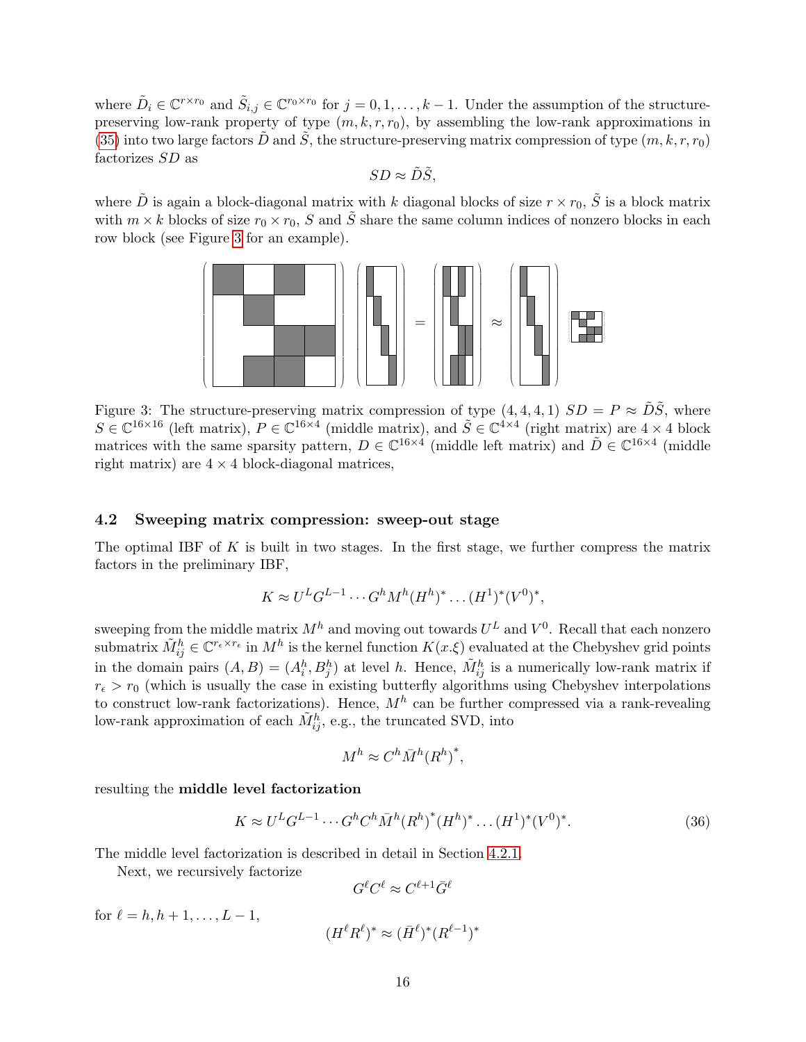where $\tilde{D}_i \in \mathbb{C}^{r\times r_0}$ and $\tilde{S}_{i,j} \in \mathbb{C}^{r_0\times r_0}$ for $j = 0, 1, \ldots, k-1$. Under the assumption of the structure-preserving low-rank property of type $(m, k, r, r_0)$, by assembling the low-rank approximations in (35) into two large factors $\tilde{D}$ and $\tilde{S}$, the structure-preserving matrix compression of type $(m, k, r, r_0)$ factorizes $SD$ as

$$SD \approx \tilde{D}\tilde{S},$$

where $\tilde{D}$ is again a block-diagonal matrix with $k$ diagonal blocks of size $r \times r_0$, $\tilde{S}$ is a block matrix with $m \times k$ blocks of size $r_0 \times r_0$, $S$ and $\tilde{S}$ share the same column indices of nonzero blocks in each row block (see Figure 3 for an example).

Figure 3: The structure-preserving matrix compression of type $(4, 4, 4, 1)$ $SD = P \approx \tilde{D}\tilde{S}$, where $S \in \mathbb{C}^{16\times 16}$ (left matrix), $P \in \mathbb{C}^{16\times 4}$ (middle matrix), and $\tilde{S} \in \mathbb{C}^{4\times 4}$ (right matrix) are $4 \times 4$ block matrices with the same sparsity pattern, $D \in \mathbb{C}^{16\times 4}$ (middle left matrix) and $\tilde{D} \in \mathbb{C}^{16\times 4}$ (middle right matrix) are $4 \times 4$ block-diagonal matrices,

### 4.2 Sweeping matrix compression: sweep-out stage

The optimal IBF of $K$ is built in two stages. In the first stage, we further compress the matrix factors in the preliminary IBF,

$$K \approx U^L G^{L-1} \cdots G^h M^h (H^h)^* \ldots (H^1)^* (V^0)^*,$$

sweeping from the middle matrix $M^h$ and moving out towards $U^L$ and $V^0$. Recall that each nonzero submatrix $\tilde{M}^h_{ij} \in \mathbb{C}^{r_\epsilon \times r_\epsilon}$ in $M^h$ is the kernel function $K(x.\xi)$ evaluated at the Chebyshev grid points in the domain pairs $(A, B) = (A^h_i, B^h_j)$ at level $h$. Hence, $\tilde{M}^h_{ij}$ is a numerically low-rank matrix if $r_\epsilon > r_0$ (which is usually the case in existing butterfly algorithms using Chebyshev interpolations to construct low-rank factorizations). Hence, $M^h$ can be further compressed via a rank-revealing low-rank approximation of each $\tilde{M}^h_{ij}$, e.g., the truncated SVD, into

$$M^h \approx C^h \bar{M}^h (R^h)^*,$$

resulting the **middle level factorization**

$$K \approx U^L G^{L-1} \cdots G^h C^h \bar{M}^h (R^h)^* (H^h)^* \ldots (H^1)^* (V^0)^*. \tag{36}$$

The middle level factorization is described in detail in Section 4.2.1.

Next, we recursively factorize

$$G^\ell C^\ell \approx C^{\ell+1} \bar{G}^\ell$$

for $\ell = h, h+1, \ldots, L-1$,

$$(H^\ell R^\ell)^* \approx (\bar{H}^\ell)^* (R^{\ell-1})^*$$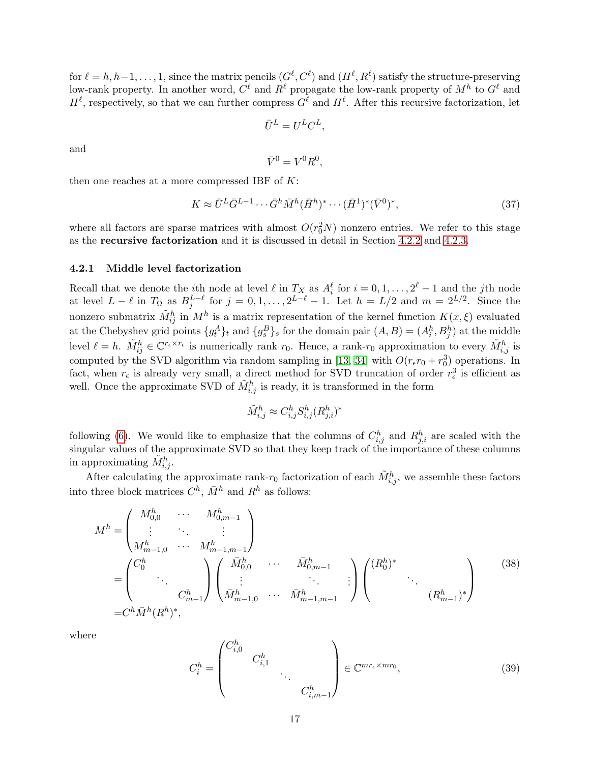for $\ell = h, h-1, \dots, 1$, since the matrix pencils $(G^\ell, C^\ell)$ and $(H^\ell, R^\ell)$ satisfy the structure-preserving low-rank property. In another word, $C^\ell$ and $R^\ell$ propagate the low-rank property of $M^h$ to $G^\ell$ and $H^\ell$, respectively, so that we can further compress $G^\ell$ and $H^\ell$. After this recursive factorization, let

$$\bar{U}^L = U^L C^L,$$

and

$$\bar{V}^0 = V^0 R^0,$$

then one reaches at a more compressed IBF of $K$:

$$K \approx \bar{U}^L \bar{G}^{L-1} \cdots \bar{G}^h \bar{M}^h (\bar{H}^h)^* \cdots (\bar{H}^1)^* (\bar{V}^0)^*, \tag{37}$$

where all factors are sparse matrices with almost $O(r_0^2 N)$ nonzero entries. We refer to this stage as the **recursive factorization** and it is discussed in detail in Section 4.2.2 and 4.2.3.

### 4.2.1 Middle level factorization

Recall that we denote the $i$th node at level $\ell$ in $T_X$ as $A_i^\ell$ for $i = 0, 1, \dots, 2^\ell - 1$ and the $j$th node at level $L-\ell$ in $T_\Omega$ as $B_j^{L-\ell}$ for $j = 0, 1, \dots, 2^{L-\ell} - 1$. Let $h = L/2$ and $m = 2^{L/2}$. Since the nonzero submatrix $\tilde{M}_{ij}^h$ in $M^h$ is a matrix representation of the kernel function $K(x, \xi)$ evaluated at the Chebyshev grid points $\{g_t^A\}_t$ and $\{g_s^B\}_s$ for the domain pair $(A, B) = (A_i^h, B_j^h)$ at the middle level $\ell = h$. $\tilde{M}_{ij}^h \in \mathbb{C}^{r_\epsilon \times r_\epsilon}$ is numerically rank $r_0$. Hence, a rank-$r_0$ approximation to every $\tilde{M}_{i,j}^h$ is computed by the SVD algorithm via random sampling in [13, 34] with $O(r_\epsilon r_0 + r_0^3)$ operations. In fact, when $r_\epsilon$ is already very small, a direct method for SVD truncation of order $r_\epsilon^3$ is efficient as well. Once the approximate SVD of $\tilde{M}_{i,j}^h$ is ready, it is transformed in the form

$$\tilde{M}_{i,j}^h \approx C_{i,j}^h S_{i,j}^h (R_{j,i}^h)^*$$

following (6). We would like to emphasize that the columns of $C_{i,j}^h$ and $R_{j,i}^h$ are scaled with the singular values of the approximate SVD so that they keep track of the importance of these columns in approximating $\tilde{M}_{i,j}^h$.

After calculating the approximate rank-$r_0$ factorization of each $\tilde{M}_{i,j}^h$, we assemble these factors into three block matrices $C^h$, $\bar{M}^h$ and $R^h$ as follows:

$$\begin{aligned}
M^h &= \begin{pmatrix} M_{0,0}^h & \cdots & M_{0,m-1}^h \\ \vdots & \ddots & \vdots \\ M_{m-1,0}^h & \cdots & M_{m-1,m-1}^h \end{pmatrix} \\
&= \begin{pmatrix} C_0^h & & \\ & \ddots & \\ & & C_{m-1}^h \end{pmatrix} \begin{pmatrix} \bar{M}_{0,0}^h & \cdots & \bar{M}_{0,m-1}^h \\ \vdots & \ddots & \vdots \\ \bar{M}_{m-1,0}^h & \cdots & \bar{M}_{m-1,m-1}^h \end{pmatrix} \begin{pmatrix} (R_0^h)^* & & \\ & \ddots & \\ & & (R_{m-1}^h)^* \end{pmatrix} \\
&= C^h \bar{M}^h (R^h)^*,
\end{aligned} \tag{38}$$

where

$$C_i^h = \begin{pmatrix} C_{i,0}^h & & & \\ & C_{i,1}^h & & \\ & & \ddots & \\ & & & C_{i,m-1}^h \end{pmatrix} \in \mathbb{C}^{mr_\epsilon \times mr_0}, \tag{39}$$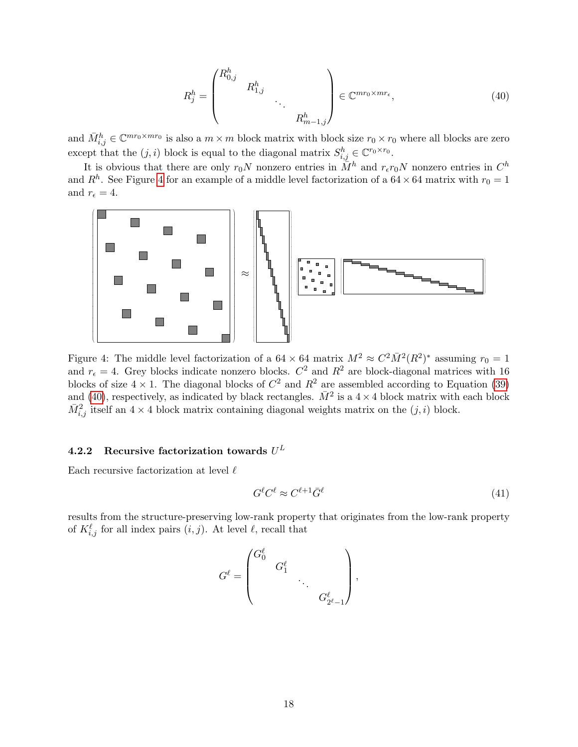$$
R_j^h = \begin{pmatrix} R_{0,j}^h & & & \\ & R_{1,j}^h & & \\ & & \ddots & \\ & & & R_{m-1,j}^h \end{pmatrix} \in \mathbb{C}^{mr_0 \times mr_\epsilon}, \tag{40}
$$

and $\bar{M}_{i,j}^h \in \mathbb{C}^{mr_0 \times mr_0}$ is also a $m \times m$ block matrix with block size $r_0 \times r_0$ where all blocks are zero except that the $(j,i)$ block is equal to the diagonal matrix $S_{i,j}^h \in \mathbb{C}^{r_0 \times r_0}$.

It is obvious that there are only $r_0 N$ nonzero entries in $\bar{M}^h$ and $r_\epsilon r_0 N$ nonzero entries in $C^h$ and $R^h$. See Figure 4 for an example of a middle level factorization of a $64 \times 64$ matrix with $r_0 = 1$ and $r_\epsilon = 4$.

Figure 4: The middle level factorization of a $64 \times 64$ matrix $M^2 \approx C^2 \bar{M}^2 (R^2)^*$ assuming $r_0 = 1$ and $r_\epsilon = 4$. Grey blocks indicate nonzero blocks. $C^2$ and $R^2$ are block-diagonal matrices with 16 blocks of size $4 \times 1$. The diagonal blocks of $C^2$ and $R^2$ are assembled according to Equation (39) and (40), respectively, as indicated by black rectangles. $\bar{M}^2$ is a $4 \times 4$ block matrix with each block $\bar{M}_{i,j}^2$ itself an $4 \times 4$ block matrix containing diagonal weights matrix on the $(j,i)$ block.

#### 4.2.2 Recursive factorization towards $U^L$

Each recursive factorization at level $\ell$

$$
G^\ell C^\ell \approx C^{\ell+1} \bar{G}^\ell \tag{41}
$$

results from the structure-preserving low-rank property that originates from the low-rank property of $K_{i,j}^\ell$ for all index pairs $(i,j)$. At level $\ell$, recall that

$$
G^\ell = \begin{pmatrix} G_0^\ell & & & \\ & G_1^\ell & & \\ & & \ddots & \\ & & & G_{2^\ell - 1}^\ell \end{pmatrix},
$$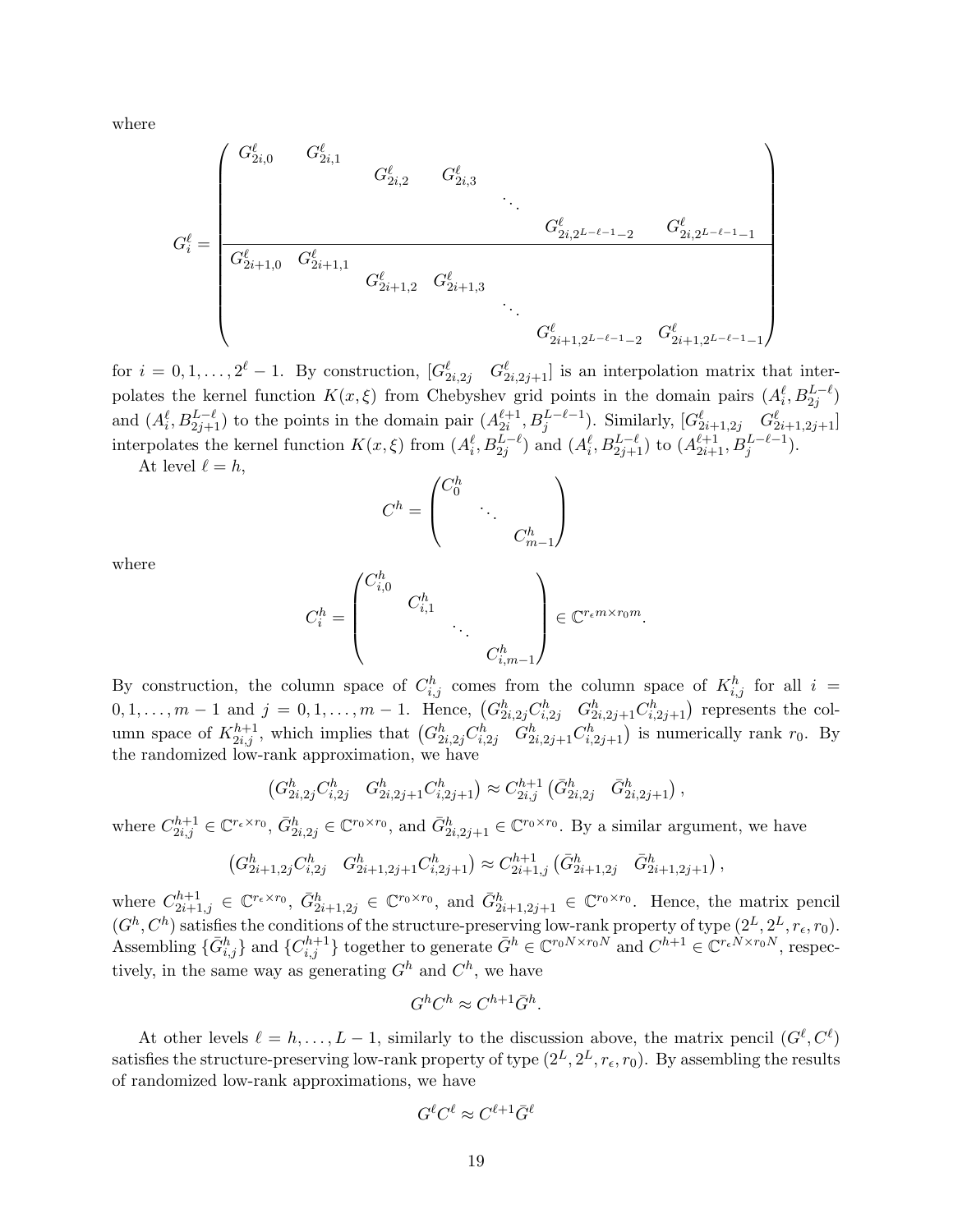where

$$
G_i^\ell = \left(\begin{array}{cccccccc}
G_{2i,0}^\ell & G_{2i,1}^\ell & & & & & & \\
& & G_{2i,2}^\ell & G_{2i,3}^\ell & & & & \\
& & & & \ddots & & & \\
& & & & & & G_{2i,2^{L-\ell-1}-2}^\ell & G_{2i,2^{L-\ell-1}-1}^\ell \\
\hline
G_{2i+1,0}^\ell & G_{2i+1,1}^\ell & & & & & & \\
& & G_{2i+1,2}^\ell & G_{2i+1,3}^\ell & & & & \\
& & & & \ddots & & & \\
& & & & & & G_{2i+1,2^{L-\ell-1}-2}^\ell & G_{2i+1,2^{L-\ell-1}-1}^\ell
\end{array}\right)
$$

for $i = 0, 1, \ldots, 2^\ell - 1$. By construction, $[G_{2i,2j}^\ell \quad G_{2i,2j+1}^\ell]$ is an interpolation matrix that interpolates the kernel function $K(x, \xi)$ from Chebyshev grid points in the domain pairs $(A_i^\ell, B_{2j}^{L-\ell})$ and $(A_i^\ell, B_{2j+1}^{L-\ell})$ to the points in the domain pair $(A_{2i}^{\ell+1}, B_j^{L-\ell-1})$. Similarly, $[G_{2i+1,2j}^\ell \quad G_{2i+1,2j+1}^\ell]$ interpolates the kernel function $K(x, \xi)$ from $(A_i^\ell, B_{2j}^{L-\ell})$ and $(A_i^\ell, B_{2j+1}^{L-\ell})$ to $(A_{2i+1}^{\ell+1}, B_j^{L-\ell-1})$.

At level $\ell = h$,

$$
C^h = \begin{pmatrix} C_0^h & & \\ & \ddots & \\ & & C_{m-1}^h \end{pmatrix}
$$

where

$$
C_i^h = \begin{pmatrix} C_{i,0}^h & & & \\ & C_{i,1}^h & & \\ & & \ddots & \\ & & & C_{i,m-1}^h \end{pmatrix} \in \mathbb{C}^{r_\epsilon m \times r_0 m}.
$$

By construction, the column space of $C_{i,j}^h$ comes from the column space of $K_{i,j}^h$ for all $i = 0, 1, \ldots, m-1$ and $j = 0, 1, \ldots, m-1$. Hence, $\begin{pmatrix} G_{2i,2j}^h C_{i,2j}^h & G_{2i,2j+1}^h C_{i,2j+1}^h \end{pmatrix}$ represents the column space of $K_{2i,j}^{h+1}$, which implies that $\begin{pmatrix} G_{2i,2j}^h C_{i,2j}^h & G_{2i,2j+1}^h C_{i,2j+1}^h \end{pmatrix}$ is numerically rank $r_0$. By the randomized low-rank approximation, we have

$$
\begin{pmatrix} G_{2i,2j}^h C_{i,2j}^h & G_{2i,2j+1}^h C_{i,2j+1}^h \end{pmatrix} \approx C_{2i,j}^{h+1} \begin{pmatrix} \bar{G}_{2i,2j}^h & \bar{G}_{2i,2j+1}^h \end{pmatrix},
$$

where $C_{2i,j}^{h+1} \in \mathbb{C}^{r_\epsilon \times r_0}$, $\bar{G}_{2i,2j}^h \in \mathbb{C}^{r_0 \times r_0}$, and $\bar{G}_{2i,2j+1}^h \in \mathbb{C}^{r_0 \times r_0}$. By a similar argument, we have

$$
\begin{pmatrix} G_{2i+1,2j}^h C_{i,2j}^h & G_{2i+1,2j+1}^h C_{i,2j+1}^h \end{pmatrix} \approx C_{2i+1,j}^{h+1} \begin{pmatrix} \bar{G}_{2i+1,2j}^h & \bar{G}_{2i+1,2j+1}^h \end{pmatrix},
$$

where $C_{2i+1,j}^{h+1} \in \mathbb{C}^{r_\epsilon \times r_0}$, $\bar{G}_{2i+1,2j}^h \in \mathbb{C}^{r_0 \times r_0}$, and $\bar{G}_{2i+1,2j+1}^h \in \mathbb{C}^{r_0 \times r_0}$. Hence, the matrix pencil $(G^h, C^h)$ satisfies the conditions of the structure-preserving low-rank property of type $(2^L, 2^L, r_\epsilon, r_0)$. Assembling $\{\bar{G}_{i,j}^h\}$ and $\{C_{i,j}^{h+1}\}$ together to generate $\bar{G}^h \in \mathbb{C}^{r_0 N \times r_0 N}$ and $C^{h+1} \in \mathbb{C}^{r_\epsilon N \times r_0 N}$, respectively, in the same way as generating $G^h$ and $C^h$, we have

$$
G^h C^h \approx C^{h+1} \bar{G}^h.
$$

At other levels $\ell = h, \ldots, L-1$, similarly to the discussion above, the matrix pencil $(G^\ell, C^\ell)$ satisfies the structure-preserving low-rank property of type $(2^L, 2^L, r_\epsilon, r_0)$. By assembling the results of randomized low-rank approximations, we have

$$
G^\ell C^\ell \approx C^{\ell+1} \bar{G}^\ell
$$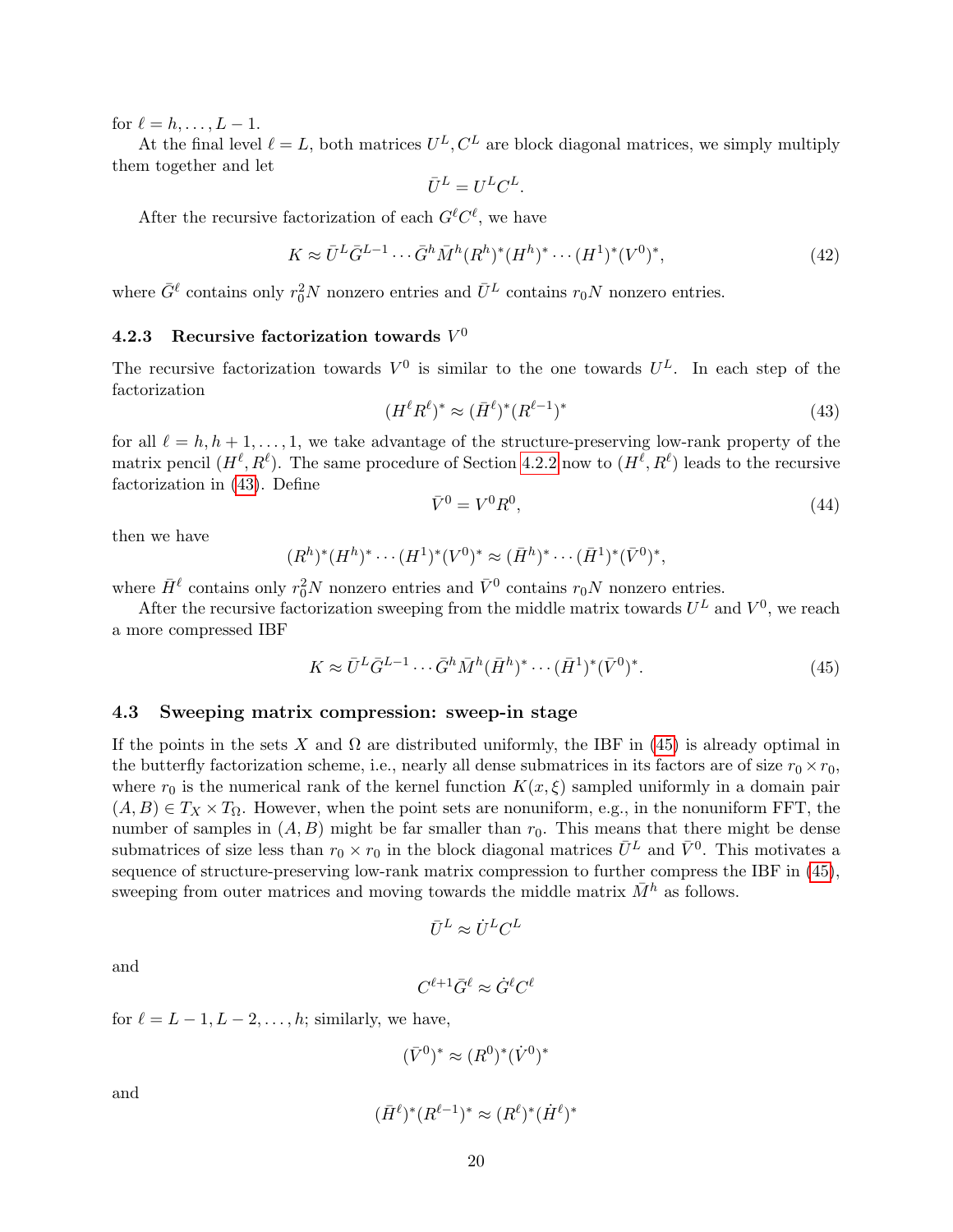for $\ell = h, \ldots, L-1$.

At the final level $\ell = L$, both matrices $U^L, C^L$ are block diagonal matrices, we simply multiply them together and let

$$\bar{U}^L = U^L C^L.$$

After the recursive factorization of each $G^\ell C^\ell$, we have

$$K \approx \bar{U}^L \bar{G}^{L-1} \cdots \bar{G}^h \bar{M}^h (R^h)^* (H^h)^* \cdots (H^1)^* (V^0)^*, \tag{42}$$

where $\bar{G}^\ell$ contains only $r_0^2 N$ nonzero entries and $\bar{U}^L$ contains $r_0 N$ nonzero entries.

### 4.2.3 Recursive factorization towards $V^0$

The recursive factorization towards $V^0$ is similar to the one towards $U^L$. In each step of the factorization

$$(H^\ell R^\ell)^* \approx (\bar{H}^\ell)^* (R^{\ell-1})^* \tag{43}$$

for all $\ell = h, h+1, \ldots, 1$, we take advantage of the structure-preserving low-rank property of the matrix pencil $(H^\ell, R^\ell)$. The same procedure of Section 4.2.2 now to $(H^\ell, R^\ell)$ leads to the recursive factorization in (43). Define

$$\bar{V}^0 = V^0 R^0, \tag{44}$$

then we have

$$(R^h)^* (H^h)^* \cdots (H^1)^* (V^0)^* \approx (\bar{H}^h)^* \cdots (\bar{H}^1)^* (\bar{V}^0)^*,$$

where $\bar{H}^\ell$ contains only $r_0^2 N$ nonzero entries and $\bar{V}^0$ contains $r_0 N$ nonzero entries.

After the recursive factorization sweeping from the middle matrix towards $U^L$ and $V^0$, we reach a more compressed IBF

$$K \approx \bar{U}^L \bar{G}^{L-1} \cdots \bar{G}^h \bar{M}^h (\bar{H}^h)^* \cdots (\bar{H}^1)^* (\bar{V}^0)^*. \tag{45}$$

## 4.3 Sweeping matrix compression: sweep-in stage

If the points in the sets $X$ and $\Omega$ are distributed uniformly, the IBF in (45) is already optimal in the butterfly factorization scheme, i.e., nearly all dense submatrices in its factors are of size $r_0 \times r_0$, where $r_0$ is the numerical rank of the kernel function $K(x, \xi)$ sampled uniformly in a domain pair $(A, B) \in T_X \times T_\Omega$. However, when the point sets are nonuniform, e.g., in the nonuniform FFT, the number of samples in $(A, B)$ might be far smaller than $r_0$. This means that there might be dense submatrices of size less than $r_0 \times r_0$ in the block diagonal matrices $\bar{U}^L$ and $\bar{V}^0$. This motivates a sequence of structure-preserving low-rank matrix compression to further compress the IBF in (45), sweeping from outer matrices and moving towards the middle matrix $\bar{M}^h$ as follows.

$$\bar{U}^L \approx \dot{U}^L C^L$$

and

$$C^{\ell+1} \bar{G}^\ell \approx \dot{G}^\ell C^\ell$$

for $\ell = L-1, L-2, \ldots, h$; similarly, we have,

$$(\bar{V}^0)^* \approx (R^0)^* (\dot{V}^0)^*$$

and

$$(\bar{H}^\ell)^* (R^{\ell-1})^* \approx (R^\ell)^* (\dot{H}^\ell)^*$$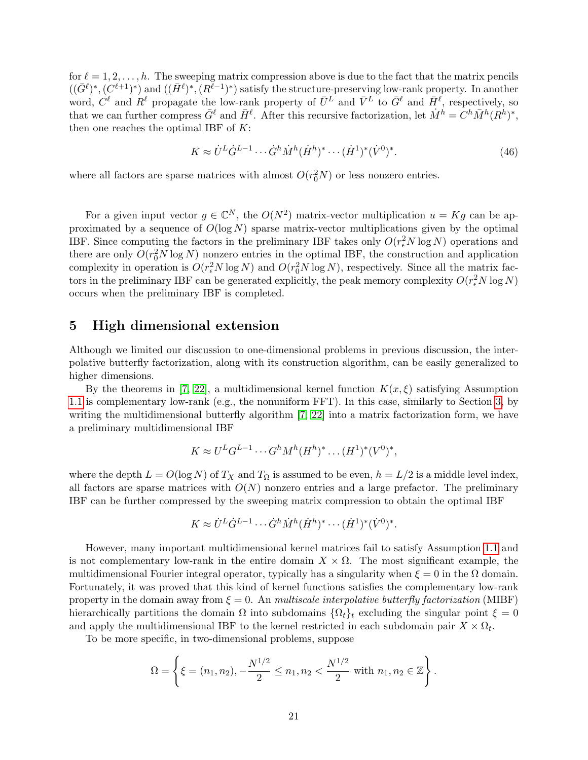for $\ell = 1, 2, \dots, h$. The sweeping matrix compression above is due to the fact that the matrix pencils $((\bar{G}^\ell)^*, (C^{\ell+1})^*)$ and $((\bar{H}^\ell)^*, (R^{\ell-1})^*)$ satisfy the structure-preserving low-rank property. In another word, $C^\ell$ and $R^\ell$ propagate the low-rank property of $\bar{U}^L$ and $\bar{V}^L$ to $\bar{G}^\ell$ and $\bar{H}^\ell$, respectively, so that we can further compress $\bar{G}^\ell$ and $\bar{H}^\ell$. After this recursive factorization, let $\dot{M}^h = C^h \bar{M}^h (R^h)^*$, then one reaches the optimal IBF of $K$:

$$K \approx \dot{U}^L \dot{G}^{L-1} \cdots \dot{G}^h \dot{M}^h (\dot{H}^h)^* \cdots (\dot{H}^1)^* (\dot{V}^0)^*. \tag{46}$$

where all factors are sparse matrices with almost $O(r_0^2 N)$ or less nonzero entries.

For a given input vector $g \in \mathbb{C}^N$, the $O(N^2)$ matrix-vector multiplication $u = Kg$ can be approximated by a sequence of $O(\log N)$ sparse matrix-vector multiplications given by the optimal IBF. Since computing the factors in the preliminary IBF takes only $O(r_\epsilon^2 N \log N)$ operations and there are only $O(r_0^2 N \log N)$ nonzero entries in the optimal IBF, the construction and application complexity in operation is $O(r_\epsilon^2 N \log N)$ and $O(r_0^2 N \log N)$, respectively. Since all the matrix factors in the preliminary IBF can be generated explicitly, the peak memory complexity $O(r_\epsilon^2 N \log N)$ occurs when the preliminary IBF is completed.

## 5 High dimensional extension

Although we limited our discussion to one-dimensional problems in previous discussion, the interpolative butterfly factorization, along with its construction algorithm, can be easily generalized to higher dimensions.

By the theorems in [7, 22], a multidimensional kernel function $K(x, \xi)$ satisfying Assumption 1.1 is complementary low-rank (e.g., the nonuniform FFT). In this case, similarly to Section 3, by writing the multidimensional butterfly algorithm [7, 22] into a matrix factorization form, we have a preliminary multidimensional IBF

$$K \approx U^L G^{L-1} \cdots G^h M^h (H^h)^* \dots (H^1)^* (V^0)^*,$$

where the depth $L = O(\log N)$ of $T_X$ and $T_\Omega$ is assumed to be even, $h = L/2$ is a middle level index, all factors are sparse matrices with $O(N)$ nonzero entries and a large prefactor. The preliminary IBF can be further compressed by the sweeping matrix compression to obtain the optimal IBF

$$K \approx \dot{U}^L \dot{G}^{L-1} \cdots \dot{G}^h \dot{M}^h (\dot{H}^h)^* \cdots (\dot{H}^1)^* (\dot{V}^0)^*.$$

However, many important multidimensional kernel matrices fail to satisfy Assumption 1.1 and is not complementary low-rank in the entire domain $X \times \Omega$. The most significant example, the multidimensional Fourier integral operator, typically has a singularity when $\xi = 0$ in the $\Omega$ domain. Fortunately, it was proved that this kind of kernel functions satisfies the complementary low-rank property in the domain away from $\xi = 0$. An *multiscale interpolative butterfly factorization* (MIBF) hierarchically partitions the domain $\Omega$ into subdomains $\{\Omega_t\}_t$ excluding the singular point $\xi = 0$ and apply the multidimensional IBF to the kernel restricted in each subdomain pair $X \times \Omega_t$.

To be more specific, in two-dimensional problems, suppose

$$\Omega = \left\{ \xi = (n_1, n_2), -\frac{N^{1/2}}{2} \le n_1, n_2 < \frac{N^{1/2}}{2} \text{ with } n_1, n_2 \in \mathbb{Z} \right\}.$$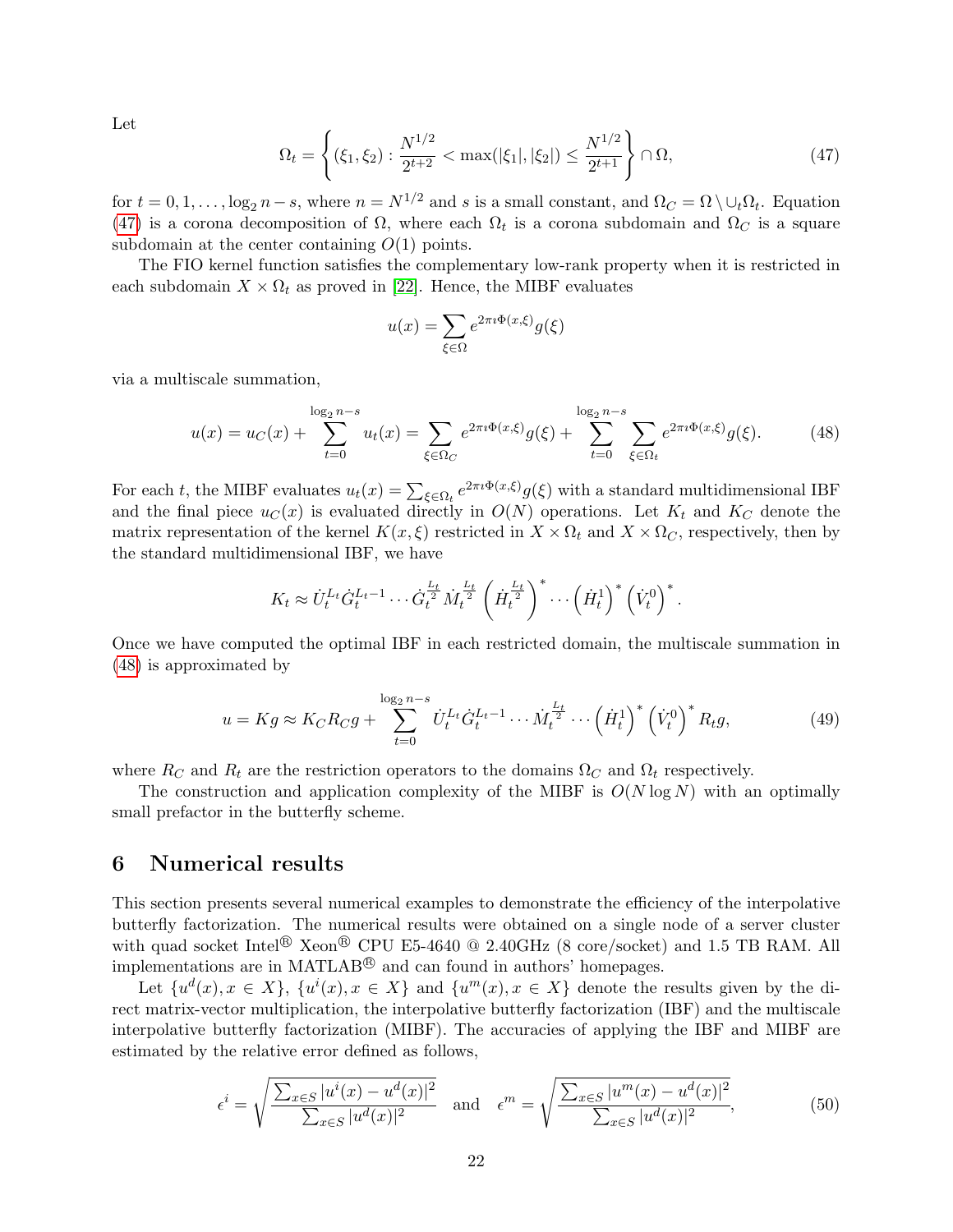Let

$$\Omega_t = \left\{ (\xi_1, \xi_2) : \frac{N^{1/2}}{2^{t+2}} < \max(|\xi_1|, |\xi_2|) \leq \frac{N^{1/2}}{2^{t+1}} \right\} \cap \Omega, \tag{47}$$

for $t = 0, 1, \ldots, \log_2 n - s$, where $n = N^{1/2}$ and $s$ is a small constant, and $\Omega_C = \Omega \setminus \cup_t \Omega_t$. Equation (47) is a corona decomposition of $\Omega$, where each $\Omega_t$ is a corona subdomain and $\Omega_C$ is a square subdomain at the center containing $O(1)$ points.

The FIO kernel function satisfies the complementary low-rank property when it is restricted in each subdomain $X \times \Omega_t$ as proved in [22]. Hence, the MIBF evaluates

$$u(x) = \sum_{\xi \in \Omega} e^{2\pi \imath \Phi(x,\xi)} g(\xi)$$

via a multiscale summation,

$$u(x) = u_C(x) + \sum_{t=0}^{\log_2 n - s} u_t(x) = \sum_{\xi \in \Omega_C} e^{2\pi \imath \Phi(x,\xi)} g(\xi) + \sum_{t=0}^{\log_2 n - s} \sum_{\xi \in \Omega_t} e^{2\pi \imath \Phi(x,\xi)} g(\xi). \tag{48}$$

For each $t$, the MIBF evaluates $u_t(x) = \sum_{\xi \in \Omega_t} e^{2\pi \imath \Phi(x,\xi)} g(\xi)$ with a standard multidimensional IBF and the final piece $u_C(x)$ is evaluated directly in $O(N)$ operations. Let $K_t$ and $K_C$ denote the matrix representation of the kernel $K(x, \xi)$ restricted in $X \times \Omega_t$ and $X \times \Omega_C$, respectively, then by the standard multidimensional IBF, we have

$$K_t \approx \dot{U}_t^{L_t} \dot{G}_t^{L_t - 1} \cdots \dot{G}_t^{\frac{L_t}{2}} \dot{M}_t^{\frac{L_t}{2}} \left( \dot{H}_t^{\frac{L_t}{2}} \right)^* \cdots \left( \dot{H}_t^1 \right)^* \left( \dot{V}_t^0 \right)^*.$$

Once we have computed the optimal IBF in each restricted domain, the multiscale summation in (48) is approximated by

$$u = Kg \approx K_C R_C g + \sum_{t=0}^{\log_2 n - s} \dot{U}_t^{L_t} \dot{G}_t^{L_t - 1} \cdots \dot{M}_t^{\frac{L_t}{2}} \cdots \left( \dot{H}_t^1 \right)^* \left( \dot{V}_t^0 \right)^* R_t g, \tag{49}$$

where $R_C$ and $R_t$ are the restriction operators to the domains $\Omega_C$ and $\Omega_t$ respectively.

The construction and application complexity of the MIBF is $O(N \log N)$ with an optimally small prefactor in the butterfly scheme.

## 6 Numerical results

This section presents several numerical examples to demonstrate the efficiency of the interpolative butterfly factorization. The numerical results were obtained on a single node of a server cluster with quad socket Intel® Xeon® CPU E5-4640 @ 2.40GHz (8 core/socket) and 1.5 TB RAM. All implementations are in MATLAB® and can found in authors' homepages.

Let $\{u^d(x), x \in X\}$, $\{u^i(x), x \in X\}$ and $\{u^m(x), x \in X\}$ denote the results given by the direct matrix-vector multiplication, the interpolative butterfly factorization (IBF) and the multiscale interpolative butterfly factorization (MIBF). The accuracies of applying the IBF and MIBF are estimated by the relative error defined as follows,

$$\epsilon^i = \sqrt{\frac{\sum_{x \in S} |u^i(x) - u^d(x)|^2}{\sum_{x \in S} |u^d(x)|^2}} \quad \text{and} \quad \epsilon^m = \sqrt{\frac{\sum_{x \in S} |u^m(x) - u^d(x)|^2}{\sum_{x \in S} |u^d(x)|^2}}, \tag{50}$$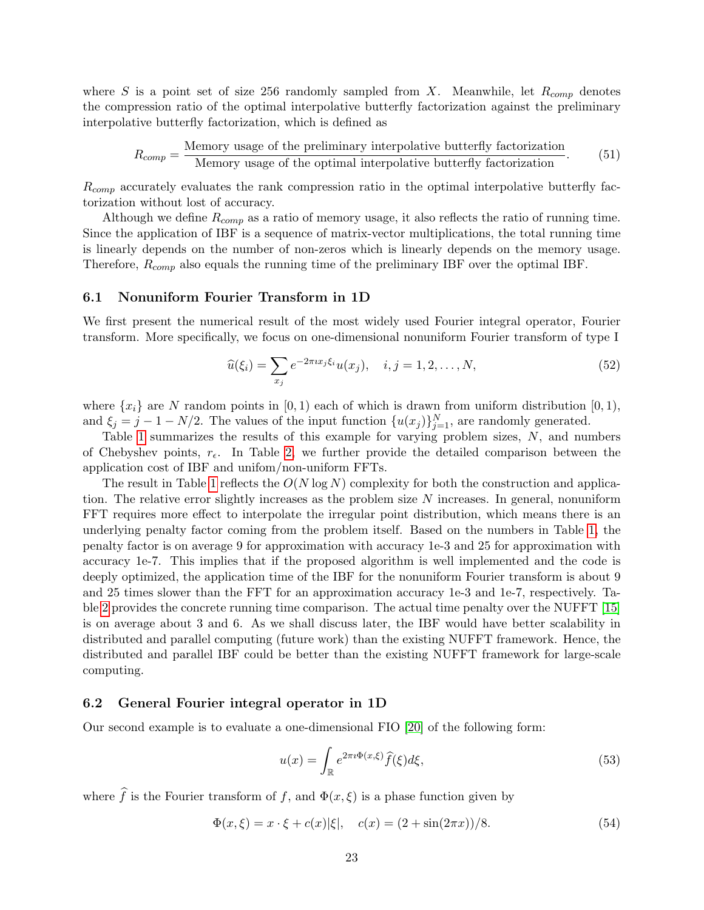where $S$ is a point set of size 256 randomly sampled from $X$. Meanwhile, let $R_{comp}$ denotes the compression ratio of the optimal interpolative butterfly factorization against the preliminary interpolative butterfly factorization, which is defined as

$$R_{comp} = \frac{\text{Memory usage of the preliminary interpolative butterfly factorization}}{\text{Memory usage of the optimal interpolative butterfly factorization}}. \tag{51}$$

$R_{comp}$ accurately evaluates the rank compression ratio in the optimal interpolative butterfly factorization without lost of accuracy.

Although we define $R_{comp}$ as a ratio of memory usage, it also reflects the ratio of running time. Since the application of IBF is a sequence of matrix-vector multiplications, the total running time is linearly depends on the number of non-zeros which is linearly depends on the memory usage. Therefore, $R_{comp}$ also equals the running time of the preliminary IBF over the optimal IBF.

### 6.1 Nonuniform Fourier Transform in 1D

We first present the numerical result of the most widely used Fourier integral operator, Fourier transform. More specifically, we focus on one-dimensional nonuniform Fourier transform of type I

$$\widehat{u}(\xi_i) = \sum_{x_j} e^{-2\pi \imath x_j \xi_i} u(x_j), \quad i, j = 1, 2, \dots, N, \tag{52}$$

where $\{x_i\}$ are $N$ random points in $[0, 1)$ each of which is drawn from uniform distribution $[0, 1)$, and $\xi_j = j - 1 - N/2$. The values of the input function $\{u(x_j)\}_{j=1}^{N}$, are randomly generated.

Table 1 summarizes the results of this example for varying problem sizes, $N$, and numbers of Chebyshev points, $r_\epsilon$. In Table 2, we further provide the detailed comparison between the application cost of IBF and unifom/non-uniform FFTs.

The result in Table 1 reflects the $O(N \log N)$ complexity for both the construction and application. The relative error slightly increases as the problem size $N$ increases. In general, nonuniform FFT requires more effect to interpolate the irregular point distribution, which means there is an underlying penalty factor coming from the problem itself. Based on the numbers in Table 1, the penalty factor is on average 9 for approximation with accuracy 1e-3 and 25 for approximation with accuracy 1e-7. This implies that if the proposed algorithm is well implemented and the code is deeply optimized, the application time of the IBF for the nonuniform Fourier transform is about 9 and 25 times slower than the FFT for an approximation accuracy 1e-3 and 1e-7, respectively. Table 2 provides the concrete running time comparison. The actual time penalty over the NUFFT [15] is on average about 3 and 6. As we shall discuss later, the IBF would have better scalability in distributed and parallel computing (future work) than the existing NUFFT framework. Hence, the distributed and parallel IBF could be better than the existing NUFFT framework for large-scale computing.

### 6.2 General Fourier integral operator in 1D

Our second example is to evaluate a one-dimensional FIO [20] of the following form:

$$u(x) = \int_{\mathbb{R}} e^{2\pi \imath \Phi(x,\xi)} \widehat{f}(\xi) d\xi, \tag{53}$$

where $\widehat{f}$ is the Fourier transform of $f$, and $\Phi(x, \xi)$ is a phase function given by

$$\Phi(x, \xi) = x \cdot \xi + c(x)|\xi|, \quad c(x) = (2 + \sin(2\pi x))/8. \tag{54}$$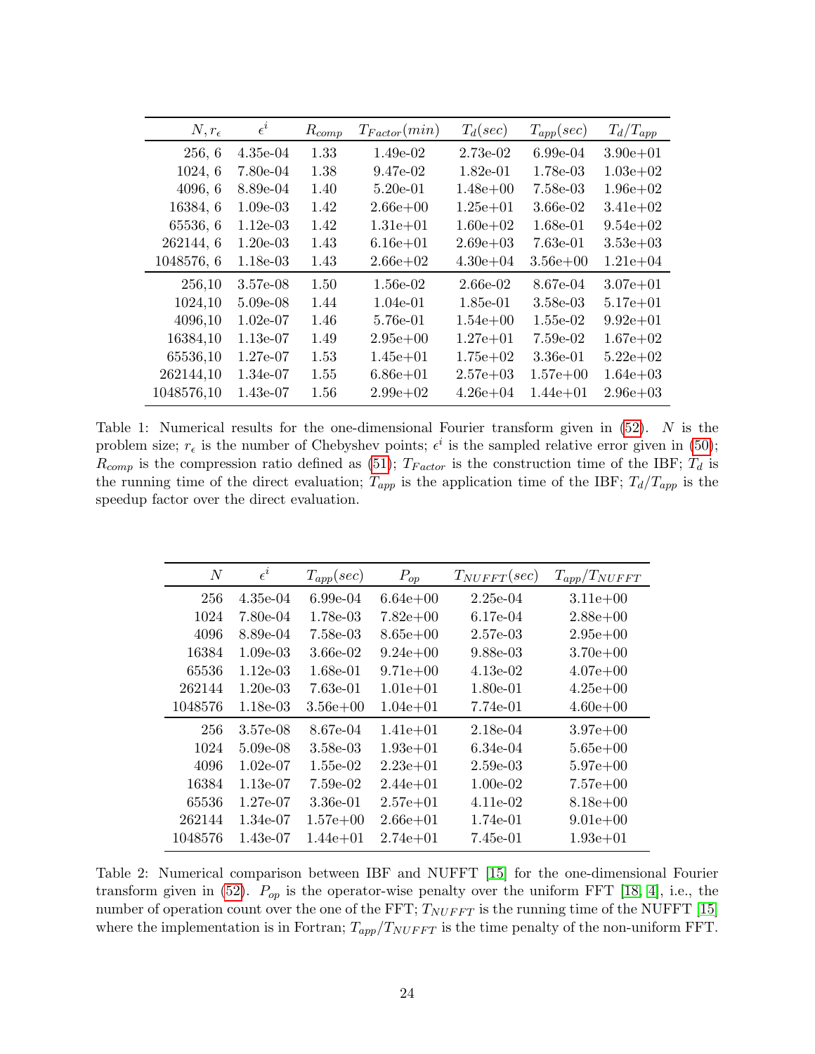| $N, r_\epsilon$ | $\epsilon^i$ | $R_{comp}$ | $T_{Factor}(min)$ | $T_d(sec)$ | $T_{app}(sec)$ | $T_d/T_{app}$ |
|---|---|---|---|---|---|---|
| 256, 6 | 4.35e-04 | 1.33 | 1.49e-02 | 2.73e-02 | 6.99e-04 | 3.90e+01 |
| 1024, 6 | 7.80e-04 | 1.38 | 9.47e-02 | 1.82e-01 | 1.78e-03 | 1.03e+02 |
| 4096, 6 | 8.89e-04 | 1.40 | 5.20e-01 | 1.48e+00 | 7.58e-03 | 1.96e+02 |
| 16384, 6 | 1.09e-03 | 1.42 | 2.66e+00 | 1.25e+01 | 3.66e-02 | 3.41e+02 |
| 65536, 6 | 1.12e-03 | 1.42 | 1.31e+01 | 1.60e+02 | 1.68e-01 | 9.54e+02 |
| 262144, 6 | 1.20e-03 | 1.43 | 6.16e+01 | 2.69e+03 | 7.63e-01 | 3.53e+03 |
| 1048576, 6 | 1.18e-03 | 1.43 | 2.66e+02 | 4.30e+04 | 3.56e+00 | 1.21e+04 |
| 256,10 | 3.57e-08 | 1.50 | 1.56e-02 | 2.66e-02 | 8.67e-04 | 3.07e+01 |
| 1024,10 | 5.09e-08 | 1.44 | 1.04e-01 | 1.85e-01 | 3.58e-03 | 5.17e+01 |
| 4096,10 | 1.02e-07 | 1.46 | 5.76e-01 | 1.54e+00 | 1.55e-02 | 9.92e+01 |
| 16384,10 | 1.13e-07 | 1.49 | 2.95e+00 | 1.27e+01 | 7.59e-02 | 1.67e+02 |
| 65536,10 | 1.27e-07 | 1.53 | 1.45e+01 | 1.75e+02 | 3.36e-01 | 5.22e+02 |
| 262144,10 | 1.34e-07 | 1.55 | 6.86e+01 | 2.57e+03 | 1.57e+00 | 1.64e+03 |
| 1048576,10 | 1.43e-07 | 1.56 | 2.99e+02 | 4.26e+04 | 1.44e+01 | 2.96e+03 |

Table 1: Numerical results for the one-dimensional Fourier transform given in (52). $N$ is the problem size; $r_\epsilon$ is the number of Chebyshev points; $\epsilon^i$ is the sampled relative error given in (50); $R_{comp}$ is the compression ratio defined as (51); $T_{Factor}$ is the construction time of the IBF; $T_d$ is the running time of the direct evaluation; $T_{app}$ is the application time of the IBF; $T_d/T_{app}$ is the speedup factor over the direct evaluation.

| $N$ | $\epsilon^i$ | $T_{app}(sec)$ | $P_{op}$ | $T_{NUFFT}(sec)$ | $T_{app}/T_{NUFFT}$ |
|---|---|---|---|---|---|
| 256 | 4.35e-04 | 6.99e-04 | 6.64e+00 | 2.25e-04 | 3.11e+00 |
| 1024 | 7.80e-04 | 1.78e-03 | 7.82e+00 | 6.17e-04 | 2.88e+00 |
| 4096 | 8.89e-04 | 7.58e-03 | 8.65e+00 | 2.57e-03 | 2.95e+00 |
| 16384 | 1.09e-03 | 3.66e-02 | 9.24e+00 | 9.88e-03 | 3.70e+00 |
| 65536 | 1.12e-03 | 1.68e-01 | 9.71e+00 | 4.13e-02 | 4.07e+00 |
| 262144 | 1.20e-03 | 7.63e-01 | 1.01e+01 | 1.80e-01 | 4.25e+00 |
| 1048576 | 1.18e-03 | 3.56e+00 | 1.04e+01 | 7.74e-01 | 4.60e+00 |
| 256 | 3.57e-08 | 8.67e-04 | 1.41e+01 | 2.18e-04 | 3.97e+00 |
| 1024 | 5.09e-08 | 3.58e-03 | 1.93e+01 | 6.34e-04 | 5.65e+00 |
| 4096 | 1.02e-07 | 1.55e-02 | 2.23e+01 | 2.59e-03 | 5.97e+00 |
| 16384 | 1.13e-07 | 7.59e-02 | 2.44e+01 | 1.00e-02 | 7.57e+00 |
| 65536 | 1.27e-07 | 3.36e-01 | 2.57e+01 | 4.11e-02 | 8.18e+00 |
| 262144 | 1.34e-07 | 1.57e+00 | 2.66e+01 | 1.74e-01 | 9.01e+00 |
| 1048576 | 1.43e-07 | 1.44e+01 | 2.74e+01 | 7.45e-01 | 1.93e+01 |

Table 2: Numerical comparison between IBF and NUFFT [15] for the one-dimensional Fourier transform given in (52). $P_{op}$ is the operator-wise penalty over the uniform FFT [18, 4], i.e., the number of operation count over the one of the FFT; $T_{NUFFT}$ is the running time of the NUFFT [15] where the implementation is in Fortran; $T_{app}/T_{NUFFT}$ is the time penalty of the non-uniform FFT.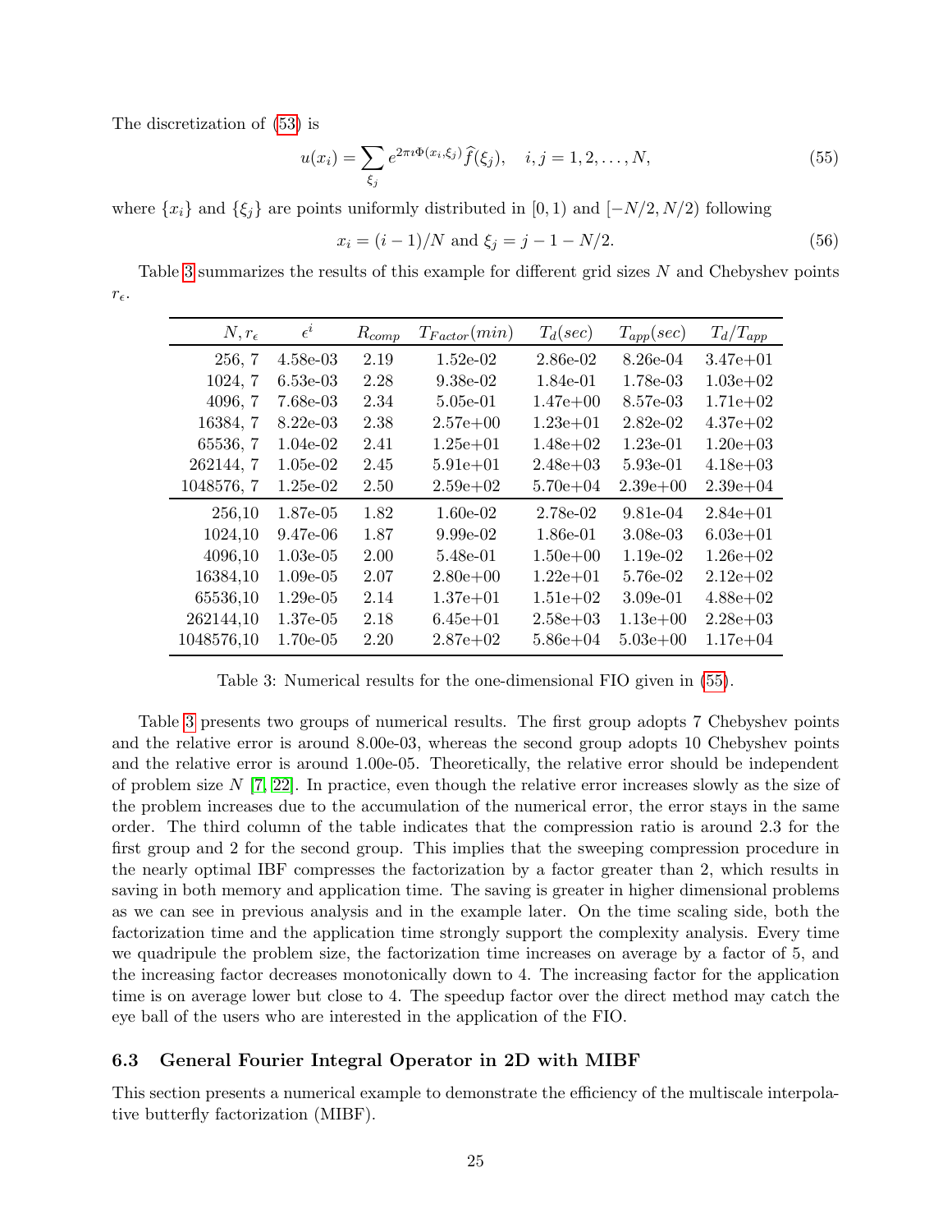The discretization of (53) is

$$u(x_i) = \sum_{\xi_j} e^{2\pi\imath\Phi(x_i,\xi_j)} \widehat{f}(\xi_j), \quad i,j = 1,2,\ldots,N, \tag{55}$$

where $\{x_i\}$ and $\{\xi_j\}$ are points uniformly distributed in $[0,1)$ and $[-N/2, N/2)$ following

$$x_i = (i-1)/N \text{ and } \xi_j = j - 1 - N/2. \tag{56}$$

Table 3 summarizes the results of this example for different grid sizes $N$ and Chebyshev points $r_\epsilon$.

| $N, r_\epsilon$ | $\epsilon^i$ | $R_{comp}$ | $T_{Factor}(min)$ | $T_d(sec)$ | $T_{app}(sec)$ | $T_d/T_{app}$ |
|---|---|---|---|---|---|---|
| 256, 7 | 4.58e-03 | 2.19 | 1.52e-02 | 2.86e-02 | 8.26e-04 | 3.47e+01 |
| 1024, 7 | 6.53e-03 | 2.28 | 9.38e-02 | 1.84e-01 | 1.78e-03 | 1.03e+02 |
| 4096, 7 | 7.68e-03 | 2.34 | 5.05e-01 | 1.47e+00 | 8.57e-03 | 1.71e+02 |
| 16384, 7 | 8.22e-03 | 2.38 | 2.57e+00 | 1.23e+01 | 2.82e-02 | 4.37e+02 |
| 65536, 7 | 1.04e-02 | 2.41 | 1.25e+01 | 1.48e+02 | 1.23e-01 | 1.20e+03 |
| 262144, 7 | 1.05e-02 | 2.45 | 5.91e+01 | 2.48e+03 | 5.93e-01 | 4.18e+03 |
| 1048576, 7 | 1.25e-02 | 2.50 | 2.59e+02 | 5.70e+04 | 2.39e+00 | 2.39e+04 |
| 256,10 | 1.87e-05 | 1.82 | 1.60e-02 | 2.78e-02 | 9.81e-04 | 2.84e+01 |
| 1024,10 | 9.47e-06 | 1.87 | 9.99e-02 | 1.86e-01 | 3.08e-03 | 6.03e+01 |
| 4096,10 | 1.03e-05 | 2.00 | 5.48e-01 | 1.50e+00 | 1.19e-02 | 1.26e+02 |
| 16384,10 | 1.09e-05 | 2.07 | 2.80e+00 | 1.22e+01 | 5.76e-02 | 2.12e+02 |
| 65536,10 | 1.29e-05 | 2.14 | 1.37e+01 | 1.51e+02 | 3.09e-01 | 4.88e+02 |
| 262144,10 | 1.37e-05 | 2.18 | 6.45e+01 | 2.58e+03 | 1.13e+00 | 2.28e+03 |
| 1048576,10 | 1.70e-05 | 2.20 | 2.87e+02 | 5.86e+04 | 5.03e+00 | 1.17e+04 |

Table 3: Numerical results for the one-dimensional FIO given in (55).

Table 3 presents two groups of numerical results. The first group adopts 7 Chebyshev points and the relative error is around 8.00e-03, whereas the second group adopts 10 Chebyshev points and the relative error is around 1.00e-05. Theoretically, the relative error should be independent of problem size $N$ [7, 22]. In practice, even though the relative error increases slowly as the size of the problem increases due to the accumulation of the numerical error, the error stays in the same order. The third column of the table indicates that the compression ratio is around 2.3 for the first group and 2 for the second group. This implies that the sweeping compression procedure in the nearly optimal IBF compresses the factorization by a factor greater than 2, which results in saving in both memory and application time. The saving is greater in higher dimensional problems as we can see in previous analysis and in the example later. On the time scaling side, both the factorization time and the application time strongly support the complexity analysis. Every time we quadripule the problem size, the factorization time increases on average by a factor of 5, and the increasing factor decreases monotonically down to 4. The increasing factor for the application time is on average lower but close to 4. The speedup factor over the direct method may catch the eye ball of the users who are interested in the application of the FIO.

### 6.3 General Fourier Integral Operator in 2D with MIBF

This section presents a numerical example to demonstrate the efficiency of the multiscale interpolative butterfly factorization (MIBF).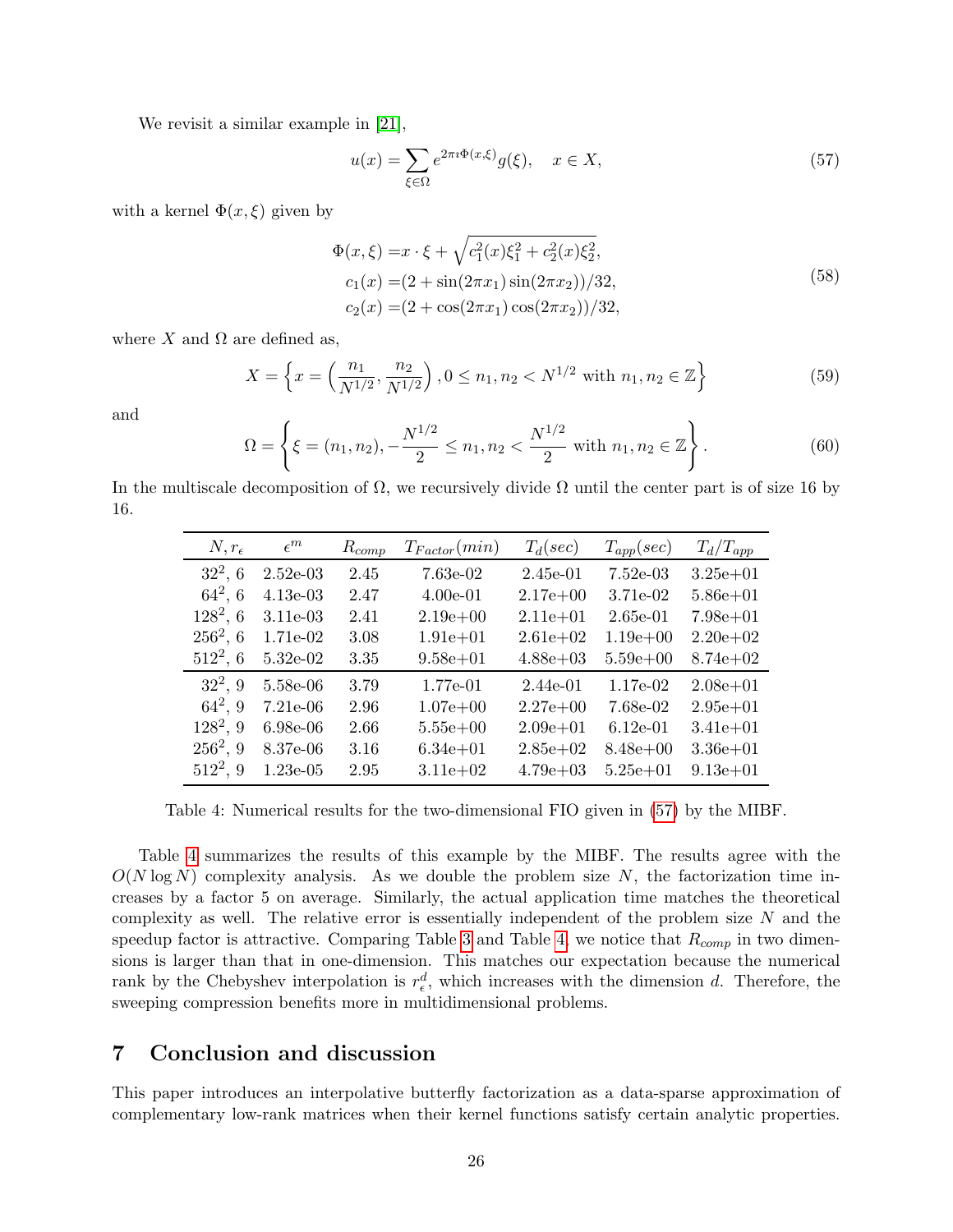We revisit a similar example in [21],

$$u(x) = \sum_{\xi \in \Omega} e^{2\pi \imath \Phi(x,\xi)} g(\xi), \quad x \in X, \tag{57}$$

with a kernel $\Phi(x, \xi)$ given by

$$\begin{aligned} \Phi(x,\xi) =& x \cdot \xi + \sqrt{c_1^2(x)\xi_1^2 + c_2^2(x)\xi_2^2}, \\ c_1(x) =& (2 + \sin(2\pi x_1)\sin(2\pi x_2))/32, \\ c_2(x) =& (2 + \cos(2\pi x_1)\cos(2\pi x_2))/32, \end{aligned} \tag{58}$$

where $X$ and $\Omega$ are defined as,

$$X = \left\{ x = \left( \frac{n_1}{N^{1/2}}, \frac{n_2}{N^{1/2}} \right), 0 \le n_1, n_2 < N^{1/2} \text{ with } n_1, n_2 \in \mathbb{Z} \right\} \tag{59}$$

and

$$\Omega = \left\{ \xi = (n_1, n_2), -\frac{N^{1/2}}{2} \le n_1, n_2 < \frac{N^{1/2}}{2} \text{ with } n_1, n_2 \in \mathbb{Z} \right\}. \tag{60}$$

In the multiscale decomposition of $\Omega$, we recursively divide $\Omega$ until the center part is of size 16 by 16.

| $N, r_\epsilon$ | $\epsilon^m$ | $R_{comp}$ | $T_{Factor}(min)$ | $T_d(sec)$ | $T_{app}(sec)$ | $T_d/T_{app}$ |
|---|---|---|---|---|---|---|
| $32^2$, 6 | 2.52e-03 | 2.45 | 7.63e-02 | 2.45e-01 | 7.52e-03 | 3.25e+01 |
| $64^2$, 6 | 4.13e-03 | 2.47 | 4.00e-01 | 2.17e+00 | 3.71e-02 | 5.86e+01 |
| $128^2$, 6 | 3.11e-03 | 2.41 | 2.19e+00 | 2.11e+01 | 2.65e-01 | 7.98e+01 |
| $256^2$, 6 | 1.71e-02 | 3.08 | 1.91e+01 | 2.61e+02 | 1.19e+00 | 2.20e+02 |
| $512^2$, 6 | 5.32e-02 | 3.35 | 9.58e+01 | 4.88e+03 | 5.59e+00 | 8.74e+02 |
| $32^2$, 9 | 5.58e-06 | 3.79 | 1.77e-01 | 2.44e-01 | 1.17e-02 | 2.08e+01 |
| $64^2$, 9 | 7.21e-06 | 2.96 | 1.07e+00 | 2.27e+00 | 7.68e-02 | 2.95e+01 |
| $128^2$, 9 | 6.98e-06 | 2.66 | 5.55e+00 | 2.09e+01 | 6.12e-01 | 3.41e+01 |
| $256^2$, 9 | 8.37e-06 | 3.16 | 6.34e+01 | 2.85e+02 | 8.48e+00 | 3.36e+01 |
| $512^2$, 9 | 1.23e-05 | 2.95 | 3.11e+02 | 4.79e+03 | 5.25e+01 | 9.13e+01 |

Table 4: Numerical results for the two-dimensional FIO given in (57) by the MIBF.

Table 4 summarizes the results of this example by the MIBF. The results agree with the $O(N \log N)$ complexity analysis. As we double the problem size $N$, the factorization time increases by a factor 5 on average. Similarly, the actual application time matches the theoretical complexity as well. The relative error is essentially independent of the problem size $N$ and the speedup factor is attractive. Comparing Table 3 and Table 4, we notice that $R_{comp}$ in two dimensions is larger than that in one-dimension. This matches our expectation because the numerical rank by the Chebyshev interpolation is $r_\epsilon^d$, which increases with the dimension $d$. Therefore, the sweeping compression benefits more in multidimensional problems.

## 7 Conclusion and discussion

This paper introduces an interpolative butterfly factorization as a data-sparse approximation of complementary low-rank matrices when their kernel functions satisfy certain analytic properties.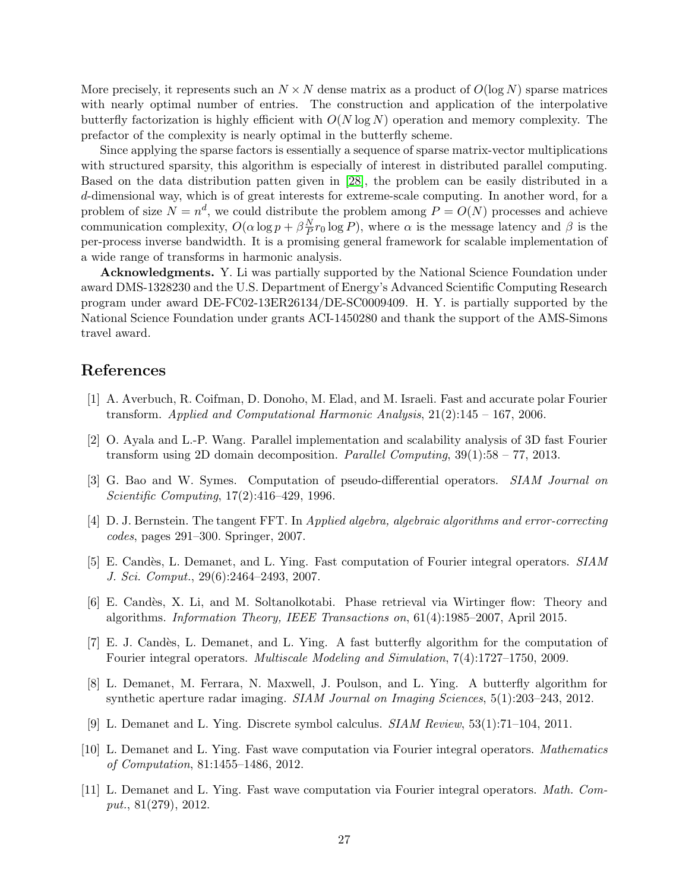More precisely, it represents such an $N \times N$ dense matrix as a product of $O(\log N)$ sparse matrices with nearly optimal number of entries. The construction and application of the interpolative butterfly factorization is highly efficient with $O(N \log N)$ operation and memory complexity. The prefactor of the complexity is nearly optimal in the butterfly scheme.

Since applying the sparse factors is essentially a sequence of sparse matrix-vector multiplications with structured sparsity, this algorithm is especially of interest in distributed parallel computing. Based on the data distribution patten given in [28], the problem can be easily distributed in a $d$-dimensional way, which is of great interests for extreme-scale computing. In another word, for a problem of size $N = n^d$, we could distribute the problem among $P = O(N)$ processes and achieve communication complexity, $O(\alpha \log p + \beta \frac{N}{P} r_0 \log P)$, where $\alpha$ is the message latency and $\beta$ is the per-process inverse bandwidth. It is a promising general framework for scalable implementation of a wide range of transforms in harmonic analysis.

**Acknowledgments.** Y. Li was partially supported by the National Science Foundation under award DMS-1328230 and the U.S. Department of Energy's Advanced Scientific Computing Research program under award DE-FC02-13ER26134/DE-SC0009409. H. Y. is partially supported by the National Science Foundation under grants ACI-1450280 and thank the support of the AMS-Simons travel award.

## References

[1] A. Averbuch, R. Coifman, D. Donoho, M. Elad, and M. Israeli. Fast and accurate polar Fourier transform. *Applied and Computational Harmonic Analysis*, 21(2):145 – 167, 2006.

[2] O. Ayala and L.-P. Wang. Parallel implementation and scalability analysis of 3D fast Fourier transform using 2D domain decomposition. *Parallel Computing*, 39(1):58 – 77, 2013.

[3] G. Bao and W. Symes. Computation of pseudo-differential operators. *SIAM Journal on Scientific Computing*, 17(2):416–429, 1996.

[4] D. J. Bernstein. The tangent FFT. In *Applied algebra, algebraic algorithms and error-correcting codes*, pages 291–300. Springer, 2007.

[5] E. Candès, L. Demanet, and L. Ying. Fast computation of Fourier integral operators. *SIAM J. Sci. Comput.*, 29(6):2464–2493, 2007.

[6] E. Candès, X. Li, and M. Soltanolkotabi. Phase retrieval via Wirtinger flow: Theory and algorithms. *Information Theory, IEEE Transactions on*, 61(4):1985–2007, April 2015.

[7] E. J. Candès, L. Demanet, and L. Ying. A fast butterfly algorithm for the computation of Fourier integral operators. *Multiscale Modeling and Simulation*, 7(4):1727–1750, 2009.

[8] L. Demanet, M. Ferrara, N. Maxwell, J. Poulson, and L. Ying. A butterfly algorithm for synthetic aperture radar imaging. *SIAM Journal on Imaging Sciences*, 5(1):203–243, 2012.

[9] L. Demanet and L. Ying. Discrete symbol calculus. *SIAM Review*, 53(1):71–104, 2011.

[10] L. Demanet and L. Ying. Fast wave computation via Fourier integral operators. *Mathematics of Computation*, 81:1455–1486, 2012.

[11] L. Demanet and L. Ying. Fast wave computation via Fourier integral operators. *Math. Comput.*, 81(279), 2012.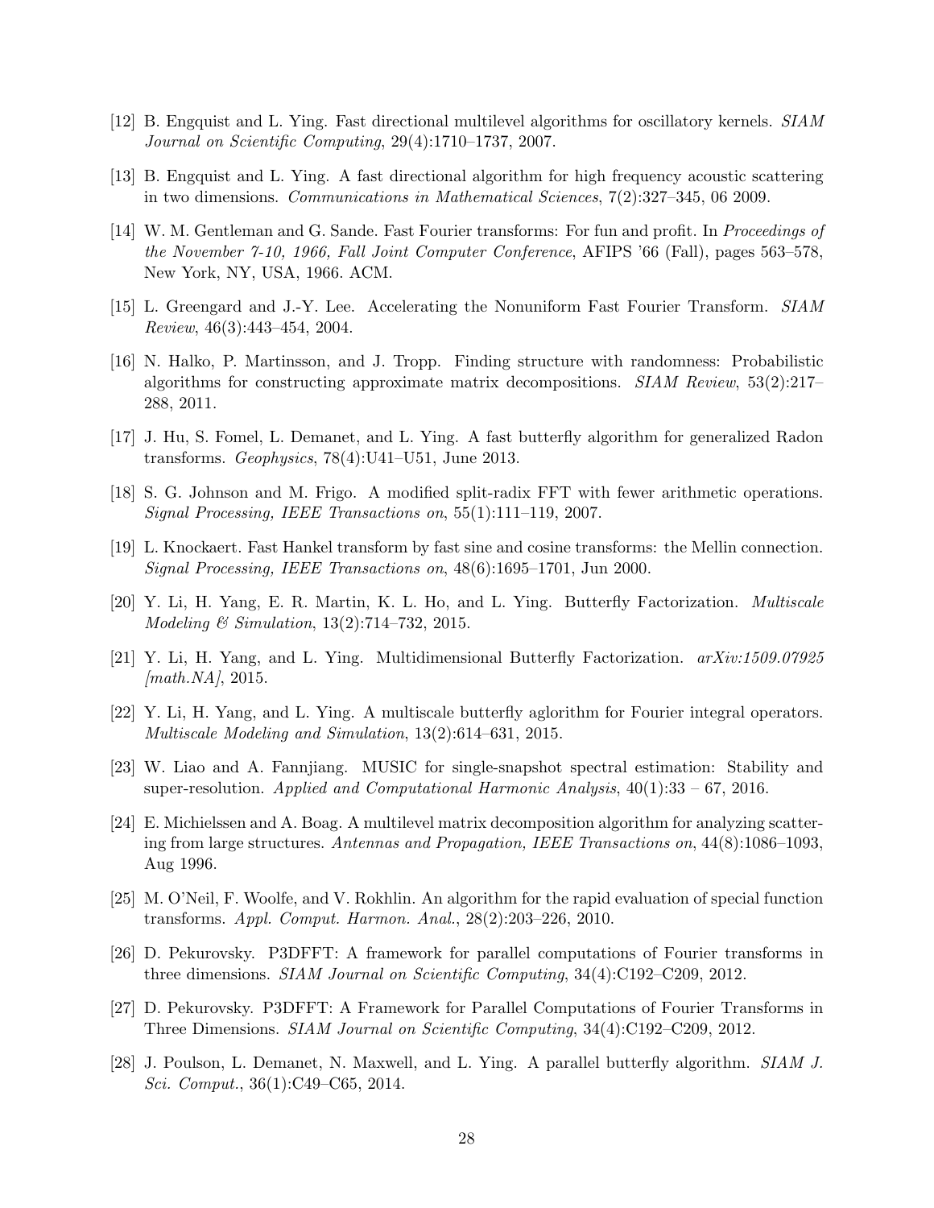[12] B. Engquist and L. Ying. Fast directional multilevel algorithms for oscillatory kernels. *SIAM Journal on Scientific Computing*, 29(4):1710–1737, 2007.

[13] B. Engquist and L. Ying. A fast directional algorithm for high frequency acoustic scattering in two dimensions. *Communications in Mathematical Sciences*, 7(2):327–345, 06 2009.

[14] W. M. Gentleman and G. Sande. Fast Fourier transforms: For fun and profit. In *Proceedings of the November 7-10, 1966, Fall Joint Computer Conference*, AFIPS '66 (Fall), pages 563–578, New York, NY, USA, 1966. ACM.

[15] L. Greengard and J.-Y. Lee. Accelerating the Nonuniform Fast Fourier Transform. *SIAM Review*, 46(3):443–454, 2004.

[16] N. Halko, P. Martinsson, and J. Tropp. Finding structure with randomness: Probabilistic algorithms for constructing approximate matrix decompositions. *SIAM Review*, 53(2):217–288, 2011.

[17] J. Hu, S. Fomel, L. Demanet, and L. Ying. A fast butterfly algorithm for generalized Radon transforms. *Geophysics*, 78(4):U41–U51, June 2013.

[18] S. G. Johnson and M. Frigo. A modified split-radix FFT with fewer arithmetic operations. *Signal Processing, IEEE Transactions on*, 55(1):111–119, 2007.

[19] L. Knockaert. Fast Hankel transform by fast sine and cosine transforms: the Mellin connection. *Signal Processing, IEEE Transactions on*, 48(6):1695–1701, Jun 2000.

[20] Y. Li, H. Yang, E. R. Martin, K. L. Ho, and L. Ying. Butterfly Factorization. *Multiscale Modeling & Simulation*, 13(2):714–732, 2015.

[21] Y. Li, H. Yang, and L. Ying. Multidimensional Butterfly Factorization. *arXiv:1509.07925 [math.NA]*, 2015.

[22] Y. Li, H. Yang, and L. Ying. A multiscale butterfly aglorithm for Fourier integral operators. *Multiscale Modeling and Simulation*, 13(2):614–631, 2015.

[23] W. Liao and A. Fannjiang. MUSIC for single-snapshot spectral estimation: Stability and super-resolution. *Applied and Computational Harmonic Analysis*, 40(1):33 – 67, 2016.

[24] E. Michielssen and A. Boag. A multilevel matrix decomposition algorithm for analyzing scattering from large structures. *Antennas and Propagation, IEEE Transactions on*, 44(8):1086–1093, Aug 1996.

[25] M. O'Neil, F. Woolfe, and V. Rokhlin. An algorithm for the rapid evaluation of special function transforms. *Appl. Comput. Harmon. Anal.*, 28(2):203–226, 2010.

[26] D. Pekurovsky. P3DFFT: A framework for parallel computations of Fourier transforms in three dimensions. *SIAM Journal on Scientific Computing*, 34(4):C192–C209, 2012.

[27] D. Pekurovsky. P3DFFT: A Framework for Parallel Computations of Fourier Transforms in Three Dimensions. *SIAM Journal on Scientific Computing*, 34(4):C192–C209, 2012.

[28] J. Poulson, L. Demanet, N. Maxwell, and L. Ying. A parallel butterfly algorithm. *SIAM J. Sci. Comput.*, 36(1):C49–C65, 2014.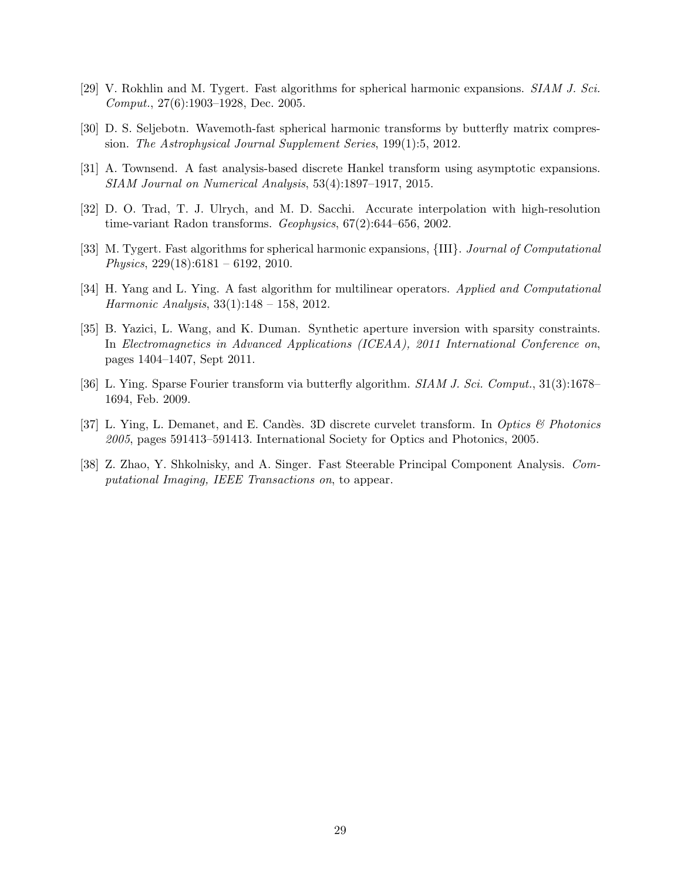[29] V. Rokhlin and M. Tygert. Fast algorithms for spherical harmonic expansions. *SIAM J. Sci. Comput.*, 27(6):1903–1928, Dec. 2005.

[30] D. S. Seljebotn. Wavemoth-fast spherical harmonic transforms by butterfly matrix compression. *The Astrophysical Journal Supplement Series*, 199(1):5, 2012.

[31] A. Townsend. A fast analysis-based discrete Hankel transform using asymptotic expansions. *SIAM Journal on Numerical Analysis*, 53(4):1897–1917, 2015.

[32] D. O. Trad, T. J. Ulrych, and M. D. Sacchi. Accurate interpolation with high-resolution time-variant Radon transforms. *Geophysics*, 67(2):644–656, 2002.

[33] M. Tygert. Fast algorithms for spherical harmonic expansions, {III}. *Journal of Computational Physics*, 229(18):6181 – 6192, 2010.

[34] H. Yang and L. Ying. A fast algorithm for multilinear operators. *Applied and Computational Harmonic Analysis*, 33(1):148 – 158, 2012.

[35] B. Yazici, L. Wang, and K. Duman. Synthetic aperture inversion with sparsity constraints. In *Electromagnetics in Advanced Applications (ICEAA), 2011 International Conference on*, pages 1404–1407, Sept 2011.

[36] L. Ying. Sparse Fourier transform via butterfly algorithm. *SIAM J. Sci. Comput.*, 31(3):1678–1694, Feb. 2009.

[37] L. Ying, L. Demanet, and E. Candès. 3D discrete curvelet transform. In *Optics & Photonics 2005*, pages 591413–591413. International Society for Optics and Photonics, 2005.

[38] Z. Zhao, Y. Shkolnisky, and A. Singer. Fast Steerable Principal Component Analysis. *Computational Imaging, IEEE Transactions on*, to appear.